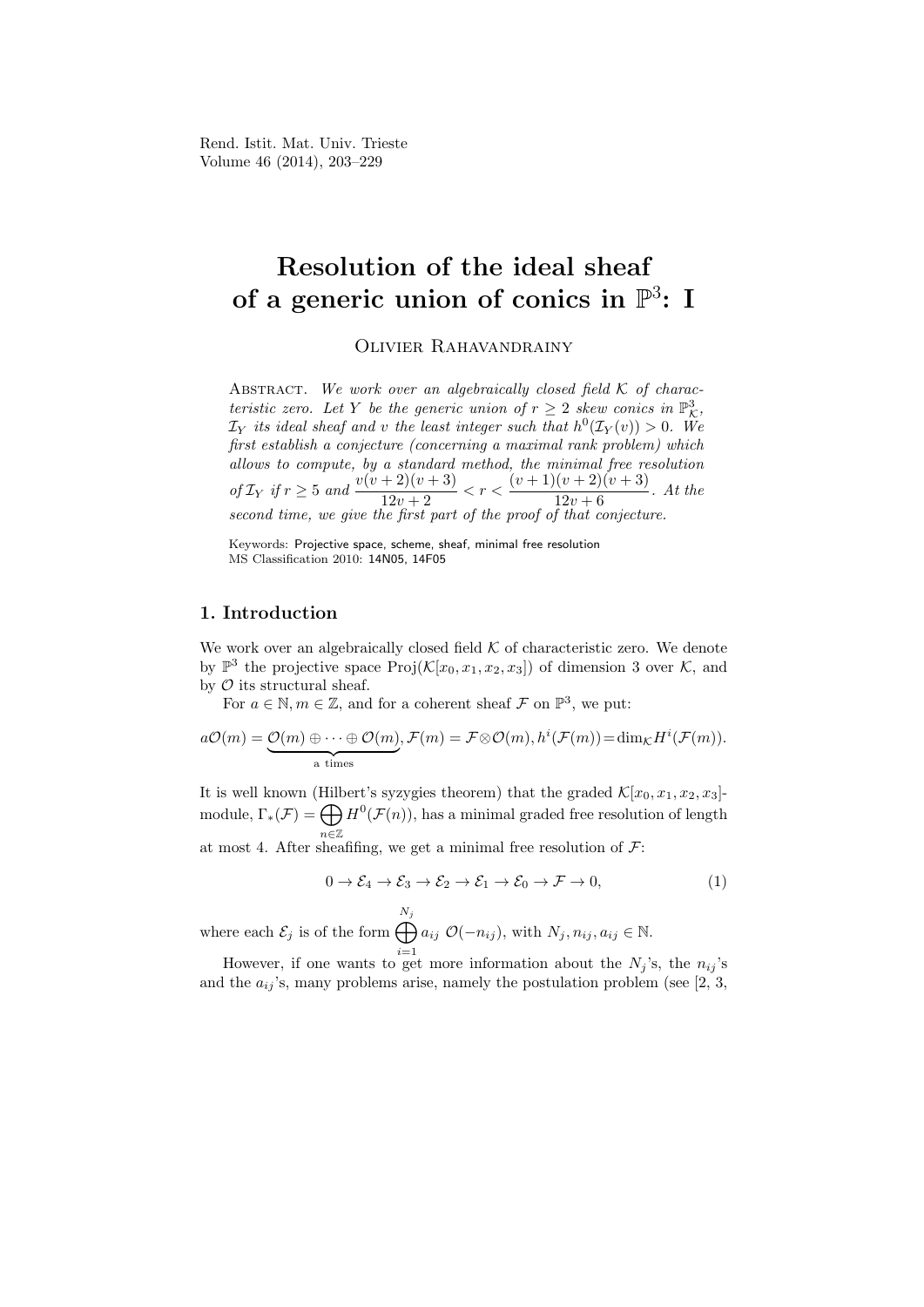# Resolution of the ideal sheaf of a generic union of conics in $\mathbb{P}^3$: I

Olivier Rahavandrainy

Abstract. *We work over an algebraically closed field $\mathcal{K}$ of characteristic zero. Let $Y$ be the generic union of $r \geq 2$ skew conics in $\mathbb{P}^3_{\mathcal{K}}$, $\mathcal{I}_Y$ its ideal sheaf and $v$ the least integer such that $h^0(\mathcal{I}_Y(v)) > 0$. We first establish a conjecture (concerning a maximal rank problem) which allows to compute, by a standard method, the minimal free resolution of $\mathcal{I}_Y$ if $r \geq 5$ and $\dfrac{v(v+2)(v+3)}{12v+2} < r < \dfrac{(v+1)(v+2)(v+3)}{12v+6}$. At the second time, we give the first part of the proof of that conjecture.*

Keywords: Projective space, scheme, sheaf, minimal free resolution
MS Classification 2010: 14N05, 14F05

## 1. Introduction

We work over an algebraically closed field $\mathcal{K}$ of characteristic zero. We denote by $\mathbb{P}^3$ the projective space $\mathrm{Proj}(\mathcal{K}[x_0, x_1, x_2, x_3])$ of dimension 3 over $\mathcal{K}$, and by $\mathcal{O}$ its structural sheaf.

For $a \in \mathbb{N}, m \in \mathbb{Z}$, and for a coherent sheaf $\mathcal{F}$ on $\mathbb{P}^3$, we put:

$$a\mathcal{O}(m) = \underbrace{\mathcal{O}(m) \oplus \cdots \oplus \mathcal{O}(m)}_{\text{a times}}, \mathcal{F}(m) = \mathcal{F} \otimes \mathcal{O}(m), h^i(\mathcal{F}(m)) = \dim_{\mathcal{K}} H^i(\mathcal{F}(m)).$$

It is well known (Hilbert's syzygies theorem) that the graded $\mathcal{K}[x_0, x_1, x_2, x_3]$-module, $\Gamma_*(\mathcal{F}) = \bigoplus_{n \in \mathbb{Z}} H^0(\mathcal{F}(n))$, has a minimal graded free resolution of length at most 4. After sheafifing, we get a minimal free resolution of $\mathcal{F}$:

$$0 \to \mathcal{E}_4 \to \mathcal{E}_3 \to \mathcal{E}_2 \to \mathcal{E}_1 \to \mathcal{E}_0 \to \mathcal{F} \to 0, \tag{1}$$

where each $\mathcal{E}_j$ is of the form $\bigoplus_{i=1}^{N_j} a_{ij}\ \mathcal{O}(-n_{ij})$, with $N_j, n_{ij}, a_{ij} \in \mathbb{N}$.

However, if one wants to get more information about the $N_j$'s, the $n_{ij}$'s and the $a_{ij}$'s, many problems arise, namely the postulation problem (see [2, 3,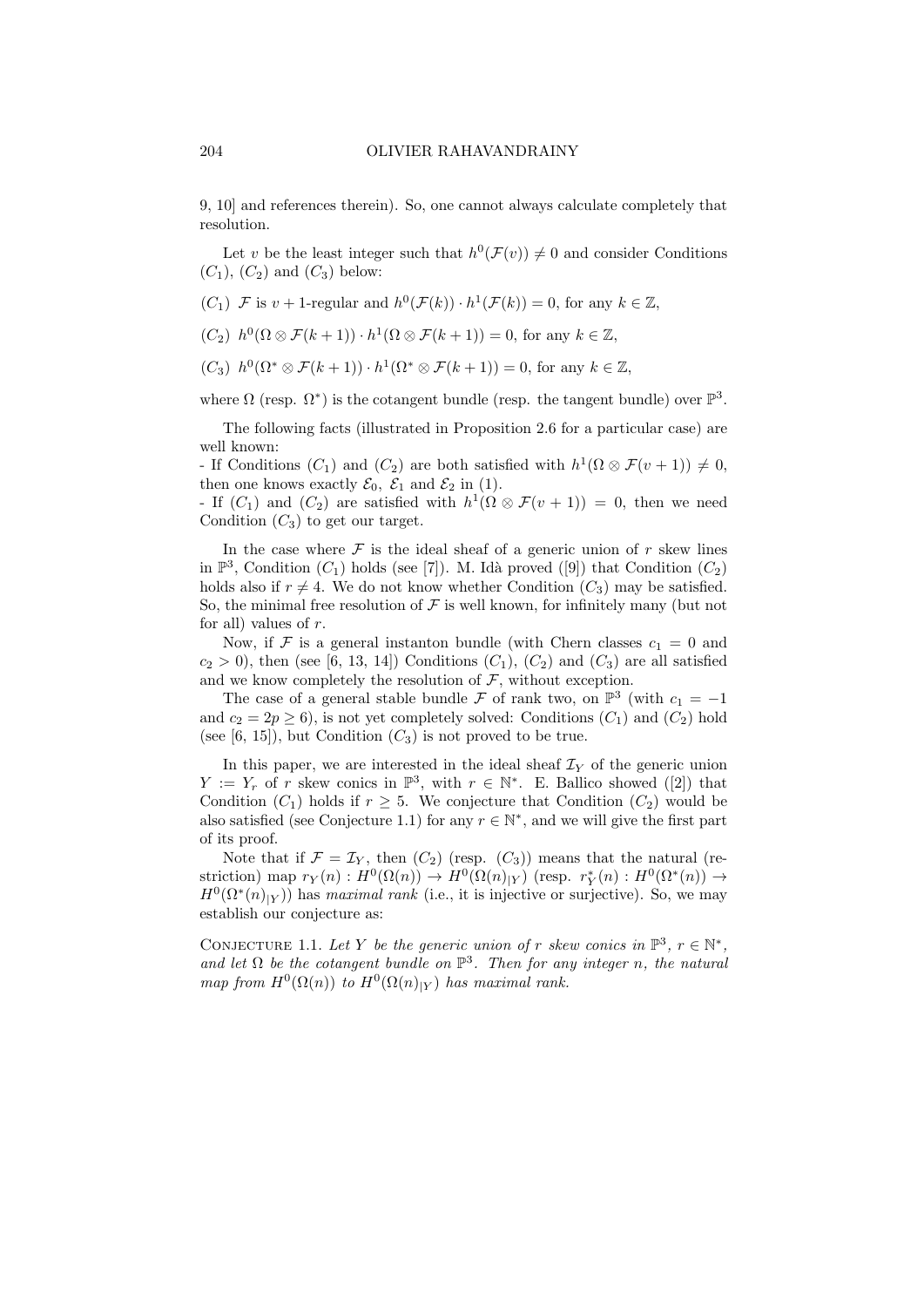9, 10] and references therein). So, one cannot always calculate completely that resolution.

Let $v$ be the least integer such that $h^0(\mathcal{F}(v)) \neq 0$ and consider Conditions $(C_1)$, $(C_2)$ and $(C_3)$ below:

$(C_1)$ $\mathcal{F}$ is $v+1$-regular and $h^0(\mathcal{F}(k)) \cdot h^1(\mathcal{F}(k)) = 0$, for any $k \in \mathbb{Z}$,

$(C_2)$ $h^0(\Omega \otimes \mathcal{F}(k+1)) \cdot h^1(\Omega \otimes \mathcal{F}(k+1)) = 0$, for any $k \in \mathbb{Z}$,

$(C_3)$ $h^0(\Omega^* \otimes \mathcal{F}(k+1)) \cdot h^1(\Omega^* \otimes \mathcal{F}(k+1)) = 0$, for any $k \in \mathbb{Z}$,

where $\Omega$ (resp. $\Omega^*$) is the cotangent bundle (resp. the tangent bundle) over $\mathbb{P}^3$.

The following facts (illustrated in Proposition 2.6 for a particular case) are well known:
- If Conditions $(C_1)$ and $(C_2)$ are both satisfied with $h^1(\Omega \otimes \mathcal{F}(v+1)) \neq 0$, then one knows exactly $\mathcal{E}_0$, $\mathcal{E}_1$ and $\mathcal{E}_2$ in (1).
- If $(C_1)$ and $(C_2)$ are satisfied with $h^1(\Omega \otimes \mathcal{F}(v+1)) = 0$, then we need Condition $(C_3)$ to get our target.

In the case where $\mathcal{F}$ is the ideal sheaf of a generic union of $r$ skew lines in $\mathbb{P}^3$, Condition $(C_1)$ holds (see [7]). M. Idà proved ([9]) that Condition $(C_2)$ holds also if $r \neq 4$. We do not know whether Condition $(C_3)$ may be satisfied. So, the minimal free resolution of $\mathcal{F}$ is well known, for infinitely many (but not for all) values of $r$.

Now, if $\mathcal{F}$ is a general instanton bundle (with Chern classes $c_1 = 0$ and $c_2 > 0$), then (see [6, 13, 14]) Conditions $(C_1)$, $(C_2)$ and $(C_3)$ are all satisfied and we know completely the resolution of $\mathcal{F}$, without exception.

The case of a general stable bundle $\mathcal{F}$ of rank two, on $\mathbb{P}^3$ (with $c_1 = -1$ and $c_2 = 2p \geq 6$), is not yet completely solved: Conditions $(C_1)$ and $(C_2)$ hold (see [6, 15]), but Condition $(C_3)$ is not proved to be true.

In this paper, we are interested in the ideal sheaf $\mathcal{I}_Y$ of the generic union $Y := Y_r$ of $r$ skew conics in $\mathbb{P}^3$, with $r \in \mathbb{N}^*$. E. Ballico showed ([2]) that Condition $(C_1)$ holds if $r \geq 5$. We conjecture that Condition $(C_2)$ would be also satisfied (see Conjecture 1.1) for any $r \in \mathbb{N}^*$, and we will give the first part of its proof.

Note that if $\mathcal{F} = \mathcal{I}_Y$, then $(C_2)$ (resp. $(C_3)$) means that the natural (restriction) map $r_Y(n) : H^0(\Omega(n)) \to H^0(\Omega(n)_{|Y})$ (resp. $r_Y^*(n) : H^0(\Omega^*(n)) \to H^0(\Omega^*(n)_{|Y})$) has *maximal rank* (i.e., it is injective or surjective). So, we may establish our conjecture as:

Conjecture 1.1. *Let $Y$ be the generic union of $r$ skew conics in $\mathbb{P}^3$, $r \in \mathbb{N}^*$, and let $\Omega$ be the cotangent bundle on $\mathbb{P}^3$. Then for any integer $n$, the natural map from $H^0(\Omega(n))$ to $H^0(\Omega(n)_{|Y})$ has maximal rank.*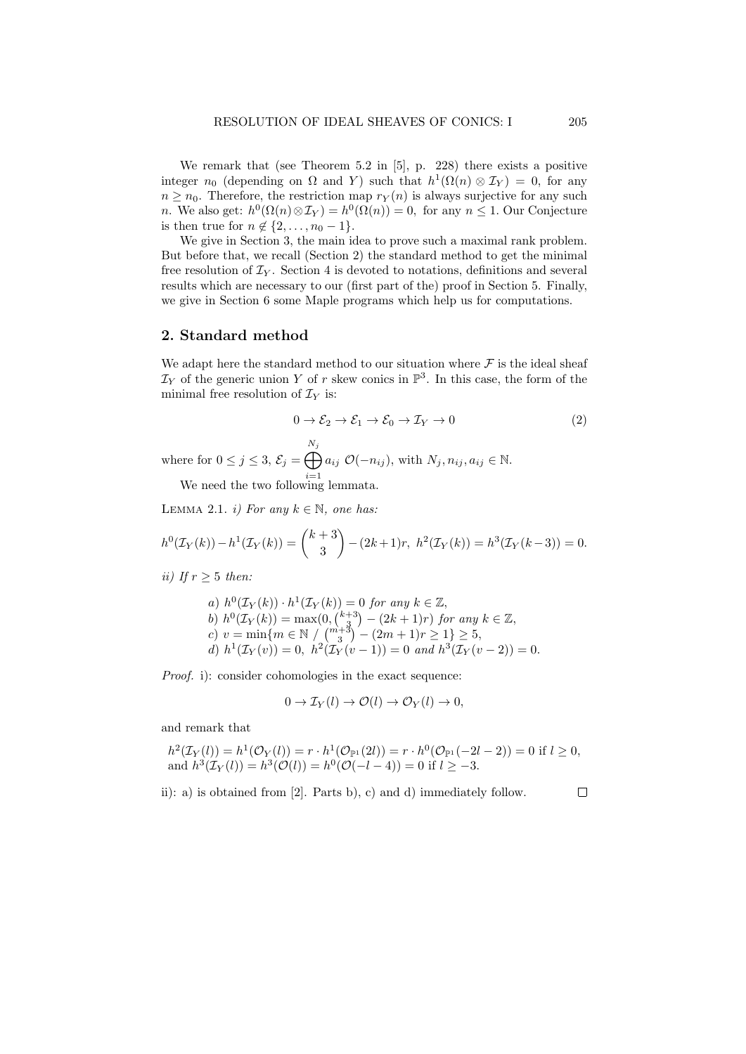We remark that (see Theorem 5.2 in [5], p. 228) there exists a positive integer $n_0$ (depending on $\Omega$ and $Y$) such that $h^1(\Omega(n) \otimes \mathcal{I}_Y) = 0$, for any $n \geq n_0$. Therefore, the restriction map $r_Y(n)$ is always surjective for any such $n$. We also get: $h^0(\Omega(n) \otimes \mathcal{I}_Y) = h^0(\Omega(n)) = 0$, for any $n \leq 1$. Our Conjecture is then true for $n \notin \{2, \ldots, n_0 - 1\}$.

We give in Section 3, the main idea to prove such a maximal rank problem. But before that, we recall (Section 2) the standard method to get the minimal free resolution of $\mathcal{I}_Y$. Section 4 is devoted to notations, definitions and several results which are necessary to our (first part of the) proof in Section 5. Finally, we give in Section 6 some Maple programs which help us for computations.

## 2. Standard method

We adapt here the standard method to our situation where $\mathcal{F}$ is the ideal sheaf $\mathcal{I}_Y$ of the generic union $Y$ of $r$ skew conics in $\mathbb{P}^3$. In this case, the form of the minimal free resolution of $\mathcal{I}_Y$ is:

$$0 \to \mathcal{E}_2 \to \mathcal{E}_1 \to \mathcal{E}_0 \to \mathcal{I}_Y \to 0 \tag{2}$$

where for $0 \leq j \leq 3$, $\mathcal{E}_j = \bigoplus_{i=1}^{N_j} a_{ij}\ \mathcal{O}(-n_{ij})$, with $N_j, n_{ij}, a_{ij} \in \mathbb{N}$.

We need the two following lemmata.

**Lemma 2.1.** *i) For any $k \in \mathbb{N}$, one has:*

$$h^0(\mathcal{I}_Y(k)) - h^1(\mathcal{I}_Y(k)) = \binom{k+3}{3} - (2k+1)r,\ h^2(\mathcal{I}_Y(k)) = h^3(\mathcal{I}_Y(k-3)) = 0.$$

*ii) If $r \geq 5$ then:*

*a) $h^0(\mathcal{I}_Y(k)) \cdot h^1(\mathcal{I}_Y(k)) = 0$ for any $k \in \mathbb{Z}$,*
*b) $h^0(\mathcal{I}_Y(k)) = \max(0, \binom{k+3}{3} - (2k+1)r)$ for any $k \in \mathbb{Z}$,*
*c) $v = \min\{m \in \mathbb{N}\ /\ \binom{m+3}{3} - (2m+1)r \geq 1\} \geq 5$,*
*d) $h^1(\mathcal{I}_Y(v)) = 0,\ h^2(\mathcal{I}_Y(v-1)) = 0$ and $h^3(\mathcal{I}_Y(v-2)) = 0$.*

*Proof.* i): consider cohomologies in the exact sequence:

$$0 \to \mathcal{I}_Y(l) \to \mathcal{O}(l) \to \mathcal{O}_Y(l) \to 0,$$

and remark that

$h^2(\mathcal{I}_Y(l)) = h^1(\mathcal{O}_Y(l)) = r \cdot h^1(\mathcal{O}_{\mathbb{P}^1}(2l)) = r \cdot h^0(\mathcal{O}_{\mathbb{P}^1}(-2l-2)) = 0$ if $l \geq 0$, and $h^3(\mathcal{I}_Y(l)) = h^3(\mathcal{O}(l)) = h^0(\mathcal{O}(-l-4)) = 0$ if $l \geq -3$.

ii): a) is obtained from [2]. Parts b), c) and d) immediately follow. $\square$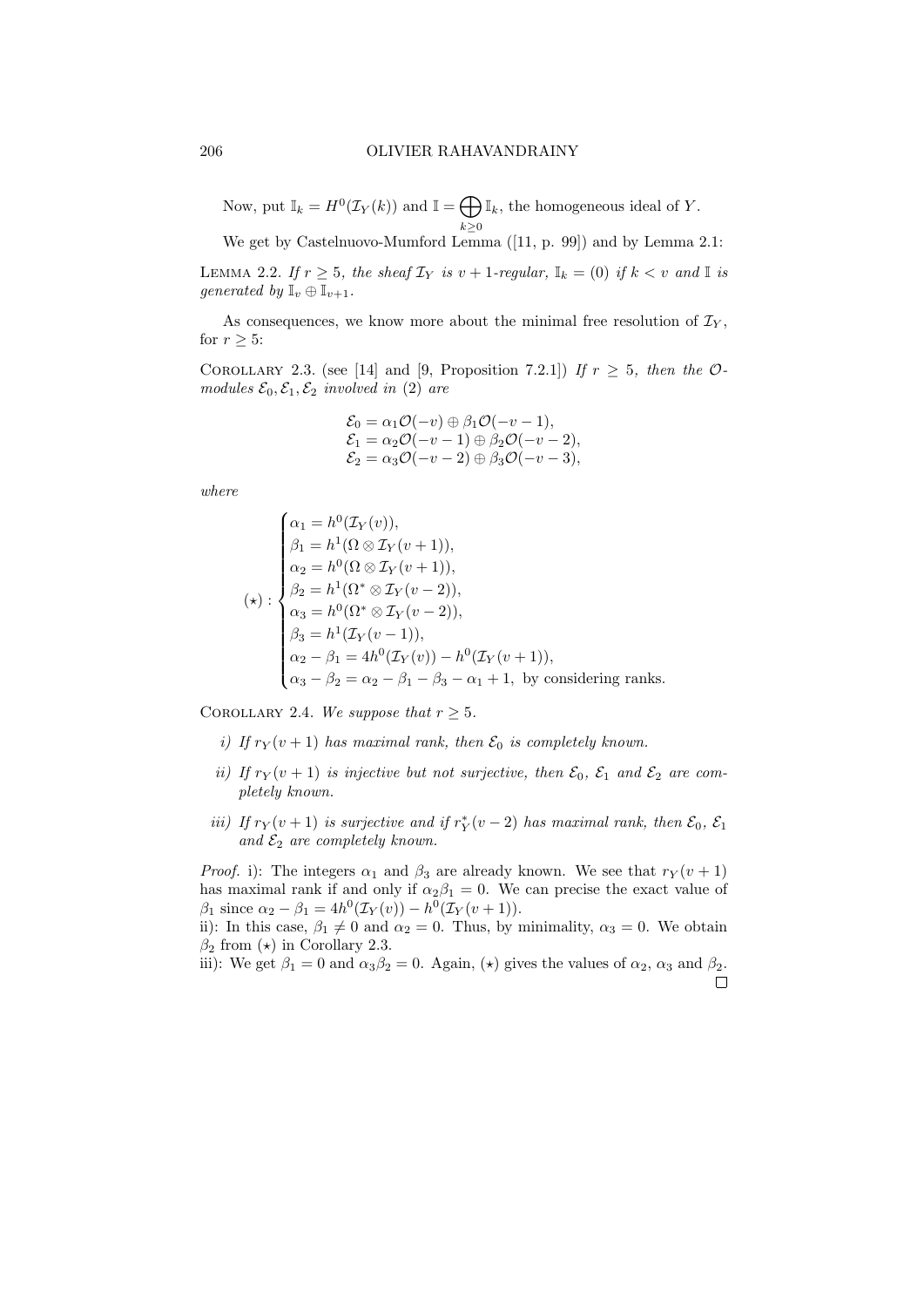Now, put $\mathbb{I}_k = H^0(\mathcal{I}_Y(k))$ and $\mathbb{I} = \bigoplus_{k \geq 0} \mathbb{I}_k$, the homogeneous ideal of $Y$.

We get by Castelnuovo-Mumford Lemma ([11, p. 99]) and by Lemma 2.1:

Lemma 2.2. *If $r \geq 5$, the sheaf $\mathcal{I}_Y$ is $v+1$-regular, $\mathbb{I}_k = (0)$ if $k < v$ and $\mathbb{I}$ is generated by $\mathbb{I}_v \oplus \mathbb{I}_{v+1}$.*

As consequences, we know more about the minimal free resolution of $\mathcal{I}_Y$, for $r \geq 5$:

Corollary 2.3. (see [14] and [9, Proposition 7.2.1]) *If $r \geq 5$, then the $\mathcal{O}$-modules $\mathcal{E}_0, \mathcal{E}_1, \mathcal{E}_2$ involved in (2) are*

$$\begin{aligned}
\mathcal{E}_0 &= \alpha_1 \mathcal{O}(-v) \oplus \beta_1 \mathcal{O}(-v-1),\\
\mathcal{E}_1 &= \alpha_2 \mathcal{O}(-v-1) \oplus \beta_2 \mathcal{O}(-v-2),\\
\mathcal{E}_2 &= \alpha_3 \mathcal{O}(-v-2) \oplus \beta_3 \mathcal{O}(-v-3),
\end{aligned}$$

*where*

$$(\star) : \begin{cases}
\alpha_1 = h^0(\mathcal{I}_Y(v)),\\
\beta_1 = h^1(\Omega \otimes \mathcal{I}_Y(v+1)),\\
\alpha_2 = h^0(\Omega \otimes \mathcal{I}_Y(v+1)),\\
\beta_2 = h^1(\Omega^* \otimes \mathcal{I}_Y(v-2)),\\
\alpha_3 = h^0(\Omega^* \otimes \mathcal{I}_Y(v-2)),\\
\beta_3 = h^1(\mathcal{I}_Y(v-1)),\\
\alpha_2 - \beta_1 = 4h^0(\mathcal{I}_Y(v)) - h^0(\mathcal{I}_Y(v+1)),\\
\alpha_3 - \beta_2 = \alpha_2 - \beta_1 - \beta_3 - \alpha_1 + 1, \text{ by considering ranks.}
\end{cases}$$

Corollary 2.4. *We suppose that $r \geq 5$.*

*i) If $r_Y(v+1)$ has maximal rank, then $\mathcal{E}_0$ is completely known.*

*ii) If $r_Y(v+1)$ is injective but not surjective, then $\mathcal{E}_0$, $\mathcal{E}_1$ and $\mathcal{E}_2$ are completely known.*

*iii) If $r_Y(v+1)$ is surjective and if $r_Y^*(v-2)$ has maximal rank, then $\mathcal{E}_0$, $\mathcal{E}_1$ and $\mathcal{E}_2$ are completely known.*

*Proof.* i): The integers $\alpha_1$ and $\beta_3$ are already known. We see that $r_Y(v+1)$ has maximal rank if and only if $\alpha_2 \beta_1 = 0$. We can precise the exact value of $\beta_1$ since $\alpha_2 - \beta_1 = 4h^0(\mathcal{I}_Y(v)) - h^0(\mathcal{I}_Y(v+1))$.

ii): In this case, $\beta_1 \neq 0$ and $\alpha_2 = 0$. Thus, by minimality, $\alpha_3 = 0$. We obtain $\beta_2$ from $(\star)$ in Corollary 2.3.

iii): We get $\beta_1 = 0$ and $\alpha_3 \beta_2 = 0$. Again, $(\star)$ gives the values of $\alpha_2$, $\alpha_3$ and $\beta_2$. □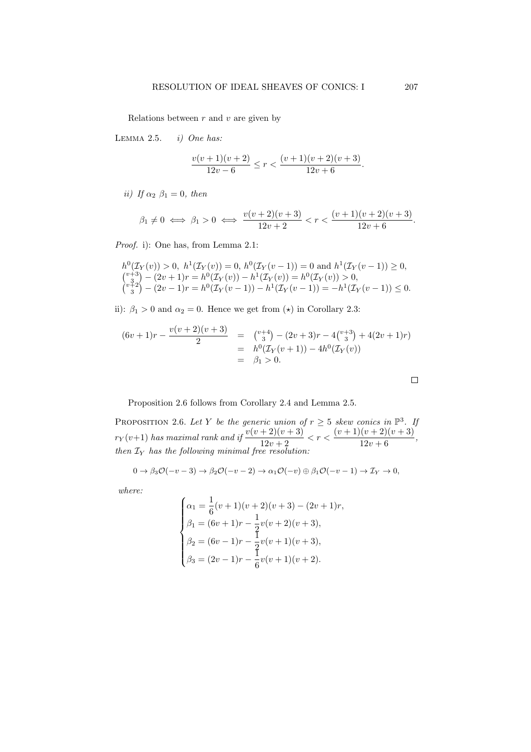Relations between $r$ and $v$ are given by

Lemma 2.5. *i) One has:*

$$\frac{v(v+1)(v+2)}{12v-6} \leq r < \frac{(v+1)(v+2)(v+3)}{12v+6}.$$

*ii) If $\alpha_2\ \beta_1 = 0$, then*

$$\beta_1 \neq 0 \iff \beta_1 > 0 \iff \frac{v(v+2)(v+3)}{12v+2} < r < \frac{(v+1)(v+2)(v+3)}{12v+6}.$$

*Proof.* i): One has, from Lemma 2.1:

$$\begin{aligned}
&h^0(\mathcal{I}_Y(v)) > 0,\ h^1(\mathcal{I}_Y(v)) = 0,\ h^0(\mathcal{I}_Y(v-1)) = 0 \text{ and } h^1(\mathcal{I}_Y(v-1)) \geq 0,\\
&\tbinom{v+3}{3} - (2v+1)r = h^0(\mathcal{I}_Y(v)) - h^1(\mathcal{I}_Y(v)) = h^0(\mathcal{I}_Y(v)) > 0,\\
&\tbinom{v+2}{3} - (2v-1)r = h^0(\mathcal{I}_Y(v-1)) - h^1(\mathcal{I}_Y(v-1)) = -h^1(\mathcal{I}_Y(v-1)) \leq 0.
\end{aligned}$$

ii): $\beta_1 > 0$ and $\alpha_2 = 0$. Hence we get from $(\star)$ in Corollary 2.3:

$$\begin{aligned}
(6v+1)r - \frac{v(v+2)(v+3)}{2} &= \tbinom{v+4}{3} - (2v+3)r - 4\tbinom{v+3}{3} + 4(2v+1)r)\\
&= h^0(\mathcal{I}_Y(v+1)) - 4h^0(\mathcal{I}_Y(v))\\
&= \beta_1 > 0.
\end{aligned}$$

$\square$

Proposition 2.6 follows from Corollary 2.4 and Lemma 2.5.

Proposition 2.6. *Let $Y$ be the generic union of $r \geq 5$ skew conics in $\mathbb{P}^3$. If $r_Y(v+1)$ has maximal rank and if $\dfrac{v(v+2)(v+3)}{12v+2} < r < \dfrac{(v+1)(v+2)(v+3)}{12v+6}$, then $\mathcal{I}_Y$ has the following minimal free resolution:*

$$0 \to \beta_3\mathcal{O}(-v-3) \to \beta_2\mathcal{O}(-v-2) \to \alpha_1\mathcal{O}(-v) \oplus \beta_1\mathcal{O}(-v-1) \to \mathcal{I}_Y \to 0,$$

*where:*

$$\begin{cases}
\alpha_1 = \dfrac{1}{6}(v+1)(v+2)(v+3) - (2v+1)r,\\
\beta_1 = (6v+1)r - \dfrac{1}{2}v(v+2)(v+3),\\
\beta_2 = (6v-1)r - \dfrac{1}{2}v(v+1)(v+3),\\
\beta_3 = (2v-1)r - \dfrac{1}{6}v(v+1)(v+2).
\end{cases}$$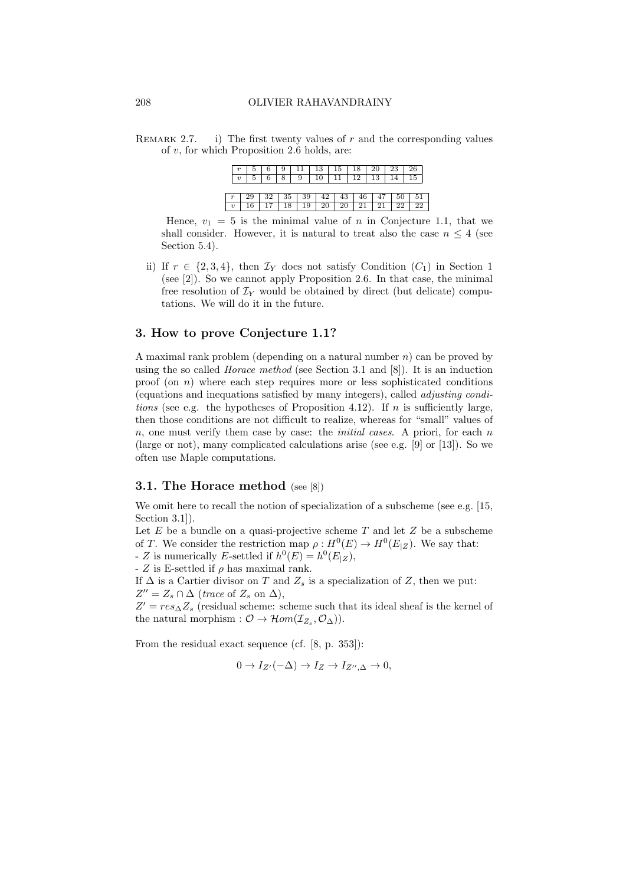REMARK 2.7. i) The first twenty values of $r$ and the corresponding values of $v$, for which Proposition 2.6 holds, are:

| $r$ | 5 | 6 | 9 | 11 | 13 | 15 | 18 | 20 | 23 | 26 |
|---|---|---|---|---|---|---|---|---|---|---|
| $v$ | 5 | 6 | 8 | 9 | 10 | 11 | 12 | 13 | 14 | 15 |

| $r$ | 29 | 32 | 35 | 39 | 42 | 43 | 46 | 47 | 50 | 51 |
|---|---|---|---|---|---|---|---|---|---|---|
| $v$ | 16 | 17 | 18 | 19 | 20 | 20 | 21 | 21 | 22 | 22 |

Hence, $v_1 = 5$ is the minimal value of $n$ in Conjecture 1.1, that we shall consider. However, it is natural to treat also the case $n \leq 4$ (see Section 5.4).

ii) If $r \in \{2, 3, 4\}$, then $\mathcal{I}_Y$ does not satisfy Condition $(C_1)$ in Section 1 (see [2]). So we cannot apply Proposition 2.6. In that case, the minimal free resolution of $\mathcal{I}_Y$ would be obtained by direct (but delicate) computations. We will do it in the future.

## 3. How to prove Conjecture 1.1?

A maximal rank problem (depending on a natural number $n$) can be proved by using the so called *Horace method* (see Section 3.1 and [8]). It is an induction proof (on $n$) where each step requires more or less sophisticated conditions (equations and inequations satisfied by many integers), called *adjusting conditions* (see e.g. the hypotheses of Proposition 4.12). If $n$ is sufficiently large, then those conditions are not difficult to realize, whereas for "small" values of $n$, one must verify them case by case: the *initial cases*. A priori, for each $n$ (large or not), many complicated calculations arise (see e.g. [9] or [13]). So we often use Maple computations.

### 3.1. The Horace method (see [8])

We omit here to recall the notion of specialization of a subscheme (see e.g. [15, Section 3.1]).

Let $E$ be a bundle on a quasi-projective scheme $T$ and let $Z$ be a subscheme of $T$. We consider the restriction map $\rho : H^0(E) \to H^0(E_{|Z})$. We say that:
- $Z$ is numerically $E$-settled if $h^0(E) = h^0(E_{|Z})$,
- $Z$ is E-settled if $\rho$ has maximal rank.

If $\Delta$ is a Cartier divisor on $T$ and $Z_s$ is a specialization of $Z$, then we put:
$Z'' = Z_s \cap \Delta$ (*trace* of $Z_s$ on $\Delta$),
$Z' = res_\Delta Z_s$ (residual scheme: scheme such that its ideal sheaf is the kernel of the natural morphism : $\mathcal{O} \to \mathcal{H}om(\mathcal{I}_{Z_s}, \mathcal{O}_\Delta)$).

From the residual exact sequence (cf. [8, p. 353]):

$$0 \to I_{Z'}(-\Delta) \to I_Z \to I_{Z'',\Delta} \to 0,$$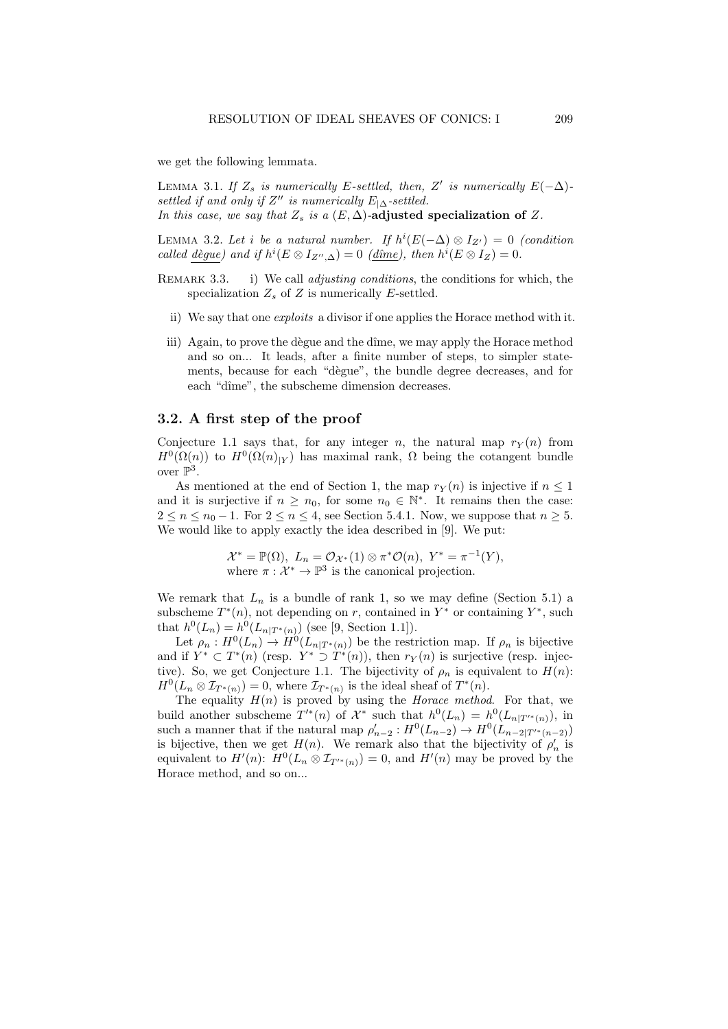we get the following lemmata.

Lemma 3.1. *If $Z_s$ is numerically $E$-settled, then, $Z'$ is numerically $E(-\Delta)$-settled if and only if $Z''$ is numerically $E_{|\Delta}$-settled.*
*In this case, we say that $Z_s$ is a $(E, \Delta)$-**adjusted specialization of** $Z$.*

Lemma 3.2. *Let $i$ be a natural number. If $h^i(E(-\Delta) \otimes I_{Z'}) = 0$ (condition called dègue) and if $h^i(E \otimes I_{Z'',\Delta}) = 0$ (dîme), then $h^i(E \otimes I_Z) = 0$.*

Remark 3.3.
i) We call *adjusting conditions*, the conditions for which, the specialization $Z_s$ of $Z$ is numerically $E$-settled.

ii) We say that one *exploits* a divisor if one applies the Horace method with it.

iii) Again, to prove the dègue and the dîme, we may apply the Horace method and so on... It leads, after a finite number of steps, to simpler statements, because for each "dègue", the bundle degree decreases, and for each "dîme", the subscheme dimension decreases.

## 3.2. A first step of the proof

Conjecture 1.1 says that, for any integer $n$, the natural map $r_Y(n)$ from $H^0(\Omega(n))$ to $H^0(\Omega(n)_{|Y})$ has maximal rank, $\Omega$ being the cotangent bundle over $\mathbb{P}^3$.

As mentioned at the end of Section 1, the map $r_Y(n)$ is injective if $n \leq 1$ and it is surjective if $n \geq n_0$, for some $n_0 \in \mathbb{N}^*$. It remains then the case: $2 \leq n \leq n_0 - 1$. For $2 \leq n \leq 4$, see Section 5.4.1. Now, we suppose that $n \geq 5$. We would like to apply exactly the idea described in [9]. We put:

$$\mathcal{X}^* = \mathbb{P}(\Omega),\ L_n = \mathcal{O}_{\mathcal{X}^*}(1) \otimes \pi^*\mathcal{O}(n),\ Y^* = \pi^{-1}(Y),$$
where $\pi : \mathcal{X}^* \to \mathbb{P}^3$ is the canonical projection.

We remark that $L_n$ is a bundle of rank 1, so we may define (Section 5.1) a subscheme $T^*(n)$, not depending on $r$, contained in $Y^*$ or containing $Y^*$, such that $h^0(L_n) = h^0(L_{n|T^*(n)})$ (see [9, Section 1.1]).

Let $\rho_n : H^0(L_n) \to H^0(L_{n|T^*(n)})$ be the restriction map. If $\rho_n$ is bijective and if $Y^* \subset T^*(n)$ (resp. $Y^* \supset T^*(n)$), then $r_Y(n)$ is surjective (resp. injective). So, we get Conjecture 1.1. The bijectivity of $\rho_n$ is equivalent to $H(n)$: $H^0(L_n \otimes \mathcal{I}_{T^*(n)}) = 0$, where $\mathcal{I}_{T^*(n)}$ is the ideal sheaf of $T^*(n)$.

The equality $H(n)$ is proved by using the *Horace method*. For that, we build another subscheme $T'^*(n)$ of $\mathcal{X}^*$ such that $h^0(L_n) = h^0(L_{n|T'^*(n)})$, in such a manner that if the natural map $\rho'_{n-2} : H^0(L_{n-2}) \to H^0(L_{n-2|T'^*(n-2)})$ is bijective, then we get $H(n)$. We remark also that the bijectivity of $\rho'_n$ is equivalent to $H'(n)$: $H^0(L_n \otimes \mathcal{I}_{T'^*(n)}) = 0$, and $H'(n)$ may be proved by the Horace method, and so on...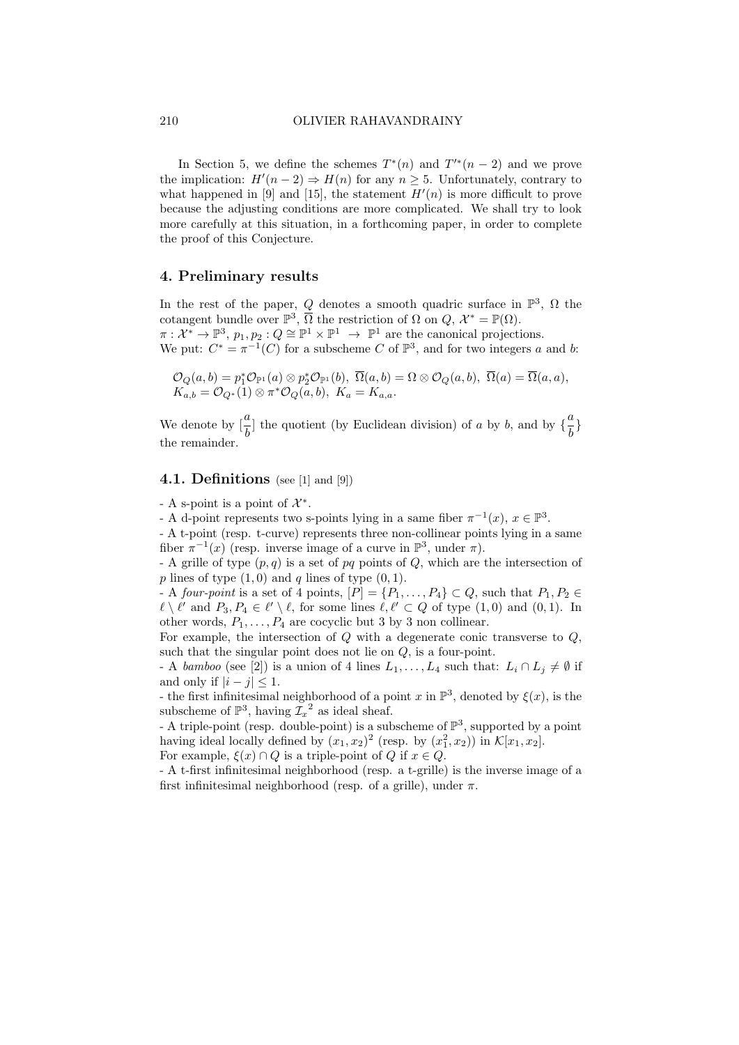In Section 5, we define the schemes $T^*(n)$ and $T'^*(n-2)$ and we prove the implication: $H'(n-2) \Rightarrow H(n)$ for any $n \geq 5$. Unfortunately, contrary to what happened in [9] and [15], the statement $H'(n)$ is more difficult to prove because the adjusting conditions are more complicated. We shall try to look more carefully at this situation, in a forthcoming paper, in order to complete the proof of this Conjecture.

## 4. Preliminary results

In the rest of the paper, $Q$ denotes a smooth quadric surface in $\mathbb{P}^3$, $\Omega$ the cotangent bundle over $\mathbb{P}^3$, $\overline{\Omega}$ the restriction of $\Omega$ on $Q$, $\mathcal{X}^* = \mathbb{P}(\Omega)$.
$\pi : \mathcal{X}^* \to \mathbb{P}^3$, $p_1, p_2 : Q \cong \mathbb{P}^1 \times \mathbb{P}^1 \to \mathbb{P}^1$ are the canonical projections.
We put: $C^* = \pi^{-1}(C)$ for a subscheme $C$ of $\mathbb{P}^3$, and for two integers $a$ and $b$:

$$\mathcal{O}_Q(a, b) = p_1^*\mathcal{O}_{\mathbb{P}^1}(a) \otimes p_2^*\mathcal{O}_{\mathbb{P}^1}(b),\ \overline{\Omega}(a, b) = \Omega \otimes \mathcal{O}_Q(a, b),\ \overline{\Omega}(a) = \overline{\Omega}(a, a),$$
$$K_{a,b} = \mathcal{O}_{Q^*}(1) \otimes \pi^*\mathcal{O}_Q(a, b),\ K_a = K_{a,a}.$$

We denote by $[\dfrac{a}{b}]$ the quotient (by Euclidean division) of $a$ by $b$, and by $\{\dfrac{a}{b}\}$ the remainder.

### 4.1. Definitions (see [1] and [9])

- A s-point is a point of $\mathcal{X}^*$.
- A d-point represents two s-points lying in a same fiber $\pi^{-1}(x)$, $x \in \mathbb{P}^3$.
- A t-point (resp. t-curve) represents three non-collinear points lying in a same fiber $\pi^{-1}(x)$ (resp. inverse image of a curve in $\mathbb{P}^3$, under $\pi$).
- A grille of type $(p, q)$ is a set of $pq$ points of $Q$, which are the intersection of $p$ lines of type $(1, 0)$ and $q$ lines of type $(0, 1)$.
- A *four-point* is a set of 4 points, $[P] = \{P_1, \ldots, P_4\} \subset Q$, such that $P_1, P_2 \in \ell \setminus \ell'$ and $P_3, P_4 \in \ell' \setminus \ell$, for some lines $\ell, \ell' \subset Q$ of type $(1, 0)$ and $(0, 1)$. In other words, $P_1, \ldots, P_4$ are cocyclic but 3 by 3 non collinear.
For example, the intersection of $Q$ with a degenerate conic transverse to $Q$, such that the singular point does not lie on $Q$, is a four-point.
- A *bamboo* (see [2]) is a union of 4 lines $L_1, \ldots, L_4$ such that: $L_i \cap L_j \neq \emptyset$ if and only if $|i - j| \leq 1$.
- the first infinitesimal neighborhood of a point $x$ in $\mathbb{P}^3$, denoted by $\xi(x)$, is the subscheme of $\mathbb{P}^3$, having ${\mathcal{I}_x}^2$ as ideal sheaf.
- A triple-point (resp. double-point) is a subscheme of $\mathbb{P}^3$, supported by a point having ideal locally defined by $(x_1, x_2)^2$ (resp. by $(x_1^2, x_2)$) in $\mathcal{K}[x_1, x_2]$.
For example, $\xi(x) \cap Q$ is a triple-point of $Q$ if $x \in Q$.
- A t-first infinitesimal neighborhood (resp. a t-grille) is the inverse image of a first infinitesimal neighborhood (resp. of a grille), under $\pi$.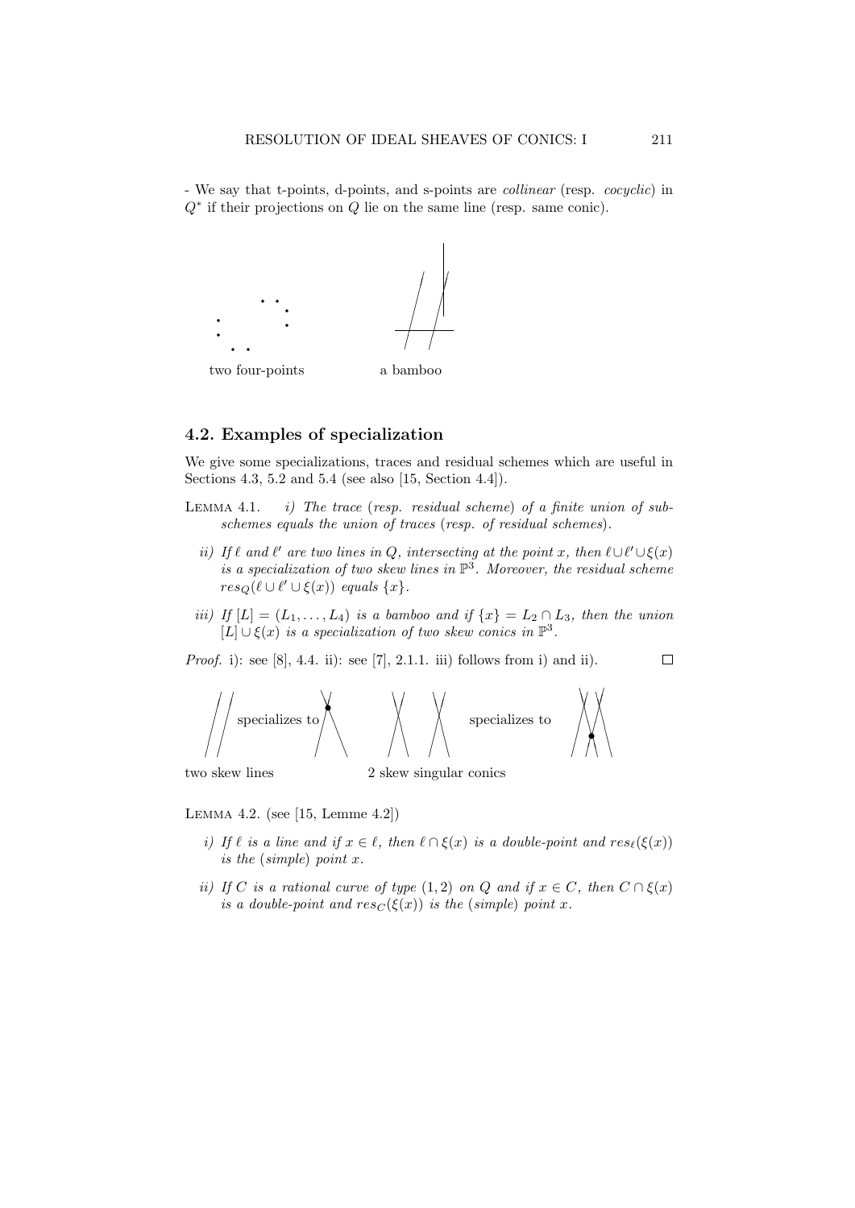- We say that t-points, d-points, and s-points are *collinear* (resp. *cocyclic*) in $Q^*$ if their projections on $Q$ lie on the same line (resp. same conic).

two four-points     a bamboo

## 4.2. Examples of specialization

We give some specializations, traces and residual schemes which are useful in Sections 4.3, 5.2 and 5.4 (see also [15, Section 4.4]).

LEMMA 4.1. *i) The trace* (*resp. residual scheme*) *of a finite union of subschemes equals the union of traces* (*resp. of residual schemes*).

*ii) If $\ell$ and $\ell'$ are two lines in $Q$, intersecting at the point $x$, then $\ell \cup \ell' \cup \xi(x)$ is a specialization of two skew lines in $\mathbb{P}^3$. Moreover, the residual scheme $res_Q(\ell \cup \ell' \cup \xi(x))$ equals $\{x\}$.*

*iii) If $[L] = (L_1, \ldots, L_4)$ is a bamboo and if $\{x\} = L_2 \cap L_3$, then the union $[L] \cup \xi(x)$ is a specialization of two skew conics in $\mathbb{P}^3$.*

*Proof.* i): see [8], 4.4. ii): see [7], 2.1.1. iii) follows from i) and ii). □

two skew lines specializes to     2 skew singular conics specializes to

LEMMA 4.2. (see [15, Lemme 4.2])

*i) If $\ell$ is a line and if $x \in \ell$, then $\ell \cap \xi(x)$ is a double-point and $res_\ell(\xi(x))$ is the* (*simple*) *point $x$.*

*ii) If $C$ is a rational curve of type $(1, 2)$ on $Q$ and if $x \in C$, then $C \cap \xi(x)$ is a double-point and $res_C(\xi(x))$ is the* (*simple*) *point $x$.*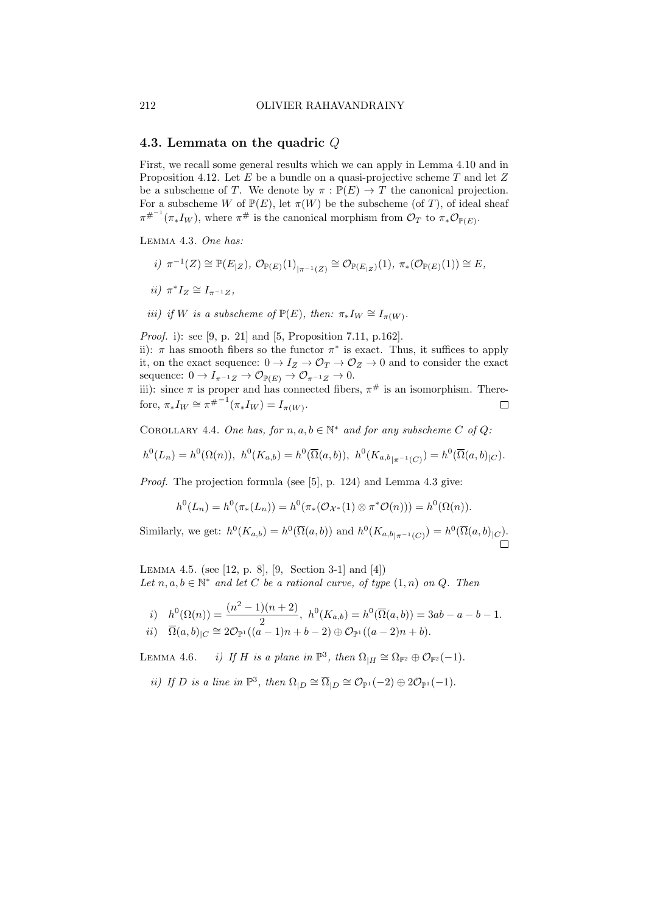## 4.3. Lemmata on the quadric $Q$

First, we recall some general results which we can apply in Lemma 4.10 and in Proposition 4.12. Let $E$ be a bundle on a quasi-projective scheme $T$ and let $Z$ be a subscheme of $T$. We denote by $\pi : \mathbb{P}(E) \to T$ the canonical projection. For a subscheme $W$ of $\mathbb{P}(E)$, let $\pi(W)$ be the subscheme (of $T$), of ideal sheaf ${\pi^{\#}}^{-1}(\pi_* I_W)$, where $\pi^{\#}$ is the canonical morphism from $\mathcal{O}_T$ to $\pi_* \mathcal{O}_{\mathbb{P}(E)}$.

Lemma 4.3. *One has:*

*i)* $\pi^{-1}(Z) \cong \mathbb{P}(E_{|Z})$, $\mathcal{O}_{\mathbb{P}(E)}(1)_{|\pi^{-1}(Z)} \cong \mathcal{O}_{\mathbb{P}(E_{|Z})}(1)$, $\pi_*(\mathcal{O}_{\mathbb{P}(E)}(1)) \cong E$,

*ii)* $\pi^* I_Z \cong I_{\pi^{-1}Z}$,

*iii) if $W$ is a subscheme of $\mathbb{P}(E)$, then:* $\pi_* I_W \cong I_{\pi(W)}$.

*Proof.* i): see [9, p. 21] and [5, Proposition 7.11, p.162].
ii): $\pi$ has smooth fibers so the functor $\pi^*$ is exact. Thus, it suffices to apply it, on the exact sequence: $0 \to I_Z \to \mathcal{O}_T \to \mathcal{O}_Z \to 0$ and to consider the exact sequence: $0 \to I_{\pi^{-1}Z} \to \mathcal{O}_{\mathbb{P}(E)} \to \mathcal{O}_{\pi^{-1}Z} \to 0$.
iii): since $\pi$ is proper and has connected fibers, $\pi^{\#}$ is an isomorphism. Therefore, $\pi_* I_W \cong {\pi^{\#}}^{-1}(\pi_* I_W) = I_{\pi(W)}$. $\square$

Corollary 4.4. *One has, for $n, a, b \in \mathbb{N}^*$ and for any subscheme $C$ of $Q$:*

$$h^0(L_n) = h^0(\Omega(n)),\ h^0(K_{a,b}) = h^0(\overline{\Omega}(a,b)),\ h^0(K_{a,b_{|\pi^{-1}(C)}}) = h^0(\overline{\Omega}(a,b)_{|C}).$$

*Proof.* The projection formula (see [5], p. 124) and Lemma 4.3 give:

$$h^0(L_n) = h^0(\pi_*(L_n)) = h^0(\pi_*(\mathcal{O}_{\mathcal{X}^*}(1) \otimes \pi^* \mathcal{O}(n))) = h^0(\Omega(n)).$$

Similarly, we get: $h^0(K_{a,b}) = h^0(\overline{\Omega}(a,b))$ and $h^0(K_{a,b_{|\pi^{-1}(C)}}) = h^0(\overline{\Omega}(a,b)_{|C})$. $\square$

Lemma 4.5. (see [12, p. 8], [9, Section 3-1] and [4])
*Let $n, a, b \in \mathbb{N}^*$ and let $C$ be a rational curve, of type $(1,n)$ on $Q$. Then*

*i)* $h^0(\Omega(n)) = \dfrac{(n^2-1)(n+2)}{2}$, $h^0(K_{a,b}) = h^0(\overline{\Omega}(a,b)) = 3ab - a - b - 1$.
*ii)* $\overline{\Omega}(a,b)_{|C} \cong 2\mathcal{O}_{\mathbb{P}^1}((a-1)n + b - 2) \oplus \mathcal{O}_{\mathbb{P}^1}((a-2)n + b)$.

Lemma 4.6. *i) If $H$ is a plane in $\mathbb{P}^3$, then* $\Omega_{|H} \cong \Omega_{\mathbb{P}^2} \oplus \mathcal{O}_{\mathbb{P}^2}(-1)$.

*ii) If $D$ is a line in $\mathbb{P}^3$, then* $\Omega_{|D} \cong \overline{\Omega}_{|D} \cong \mathcal{O}_{\mathbb{P}^1}(-2) \oplus 2\mathcal{O}_{\mathbb{P}^1}(-1)$.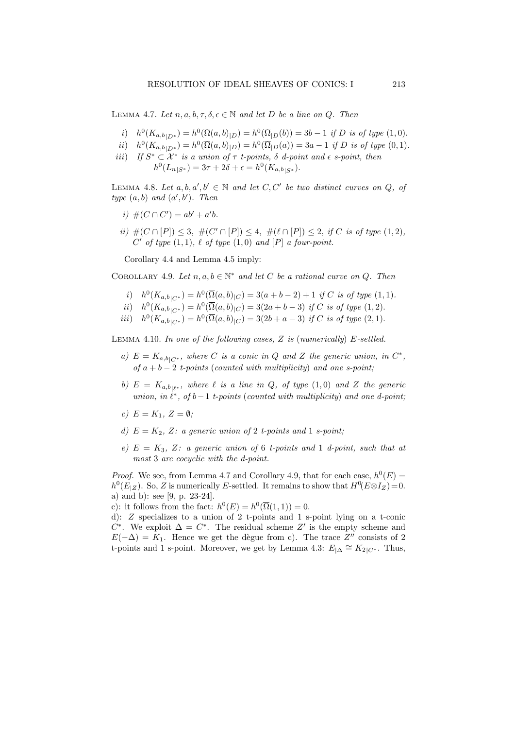Lemma 4.7. *Let $n, a, b, \tau, \delta, \epsilon \in \mathbb{N}$ and let $D$ be a line on $Q$. Then*

*i)* $h^0(K_{a,b|D^*}) = h^0(\overline{\Omega}(a,b)_{|D}) = h^0(\overline{\Omega}_{|D}(b)) = 3b - 1$ *if $D$ is of type $(1,0)$.*

*ii)* $h^0(K_{a,b|D^*}) = h^0(\overline{\Omega}(a,b)_{|D}) = h^0(\overline{\Omega}_{|D}(a)) = 3a - 1$ *if $D$ is of type $(0,1)$.*

*iii)* *If $S^* \subset \mathcal{X}^*$ is a union of $\tau$ t-points, $\delta$ d-point and $\epsilon$ s-point, then* $h^0(L_{n|S^*}) = 3\tau + 2\delta + \epsilon = h^0(K_{a,b|S^*})$.

Lemma 4.8. *Let $a, b, a', b' \in \mathbb{N}$ and let $C, C'$ be two distinct curves on $Q$, of type $(a,b)$ and $(a',b')$. Then*

*i)* $\#(C \cap C') = ab' + a'b$.

*ii)* $\#(C \cap [P]) \leq 3$, $\#(C' \cap [P]) \leq 4$, $\#(\ell \cap [P]) \leq 2$, *if $C$ is of type $(1,2)$, $C'$ of type $(1,1)$, $\ell$ of type $(1,0)$ and $[P]$ a four-point.*

Corollary 4.4 and Lemma 4.5 imply:

Corollary 4.9. *Let $n, a, b \in \mathbb{N}^*$ and let $C$ be a rational curve on $Q$. Then*

*i)* $h^0(K_{a,b|C^*}) = h^0(\overline{\Omega}(a,b)_{|C}) = 3(a + b - 2) + 1$ *if $C$ is of type $(1,1)$.*

*ii)* $h^0(K_{a,b|C^*}) = h^0(\overline{\Omega}(a,b)_{|C}) = 3(2a + b - 3)$ *if $C$ is of type $(1,2)$.*

*iii)* $h^0(K_{a,b|C^*}) = h^0(\overline{\Omega}(a,b)_{|C}) = 3(2b + a - 3)$ *if $C$ is of type $(2,1)$.*

Lemma 4.10. *In one of the following cases, $Z$ is (numerically) $E$-settled.*

*a)* $E = K_{a,b|C^*}$, *where $C$ is a conic in $Q$ and $Z$ the generic union, in $C^*$, of $a + b - 2$ t-points (counted with multiplicity) and one s-point;*

*b)* $E = K_{a,b|\ell^*}$, *where $\ell$ is a line in $Q$, of type $(1,0)$ and $Z$ the generic union, in $\ell^*$, of $b - 1$ t-points (counted with multiplicity) and one d-point;*

*c)* $E = K_1$, $Z = \emptyset$;

*d)* $E = K_2$, *$Z$: a generic union of 2 t-points and 1 s-point;*

*e)* $E = K_3$, *$Z$: a generic union of 6 t-points and 1 d-point, such that at most 3 are cocyclic with the d-point.*

*Proof.* We see, from Lemma 4.7 and Corollary 4.9, that for each case, $h^0(E) = h^0(E_{|Z})$. So, $Z$ is numerically $E$-settled. It remains to show that $H^0(E \otimes I_Z) = 0$.
a) and b): see [9, p. 23-24].
c): it follows from the fact: $h^0(E) = h^0(\overline{\Omega}(1,1)) = 0$.
d): $Z$ specializes to a union of 2 t-points and 1 s-point lying on a t-conic $C^*$. We exploit $\Delta = C^*$. The residual scheme $Z'$ is the empty scheme and $E(-\Delta) = K_1$. Hence we get the dègue from c). The trace $Z''$ consists of 2 t-points and 1 s-point. Moreover, we get by Lemma 4.3: $E_{|\Delta} \cong K_{2|C^*}$. Thus,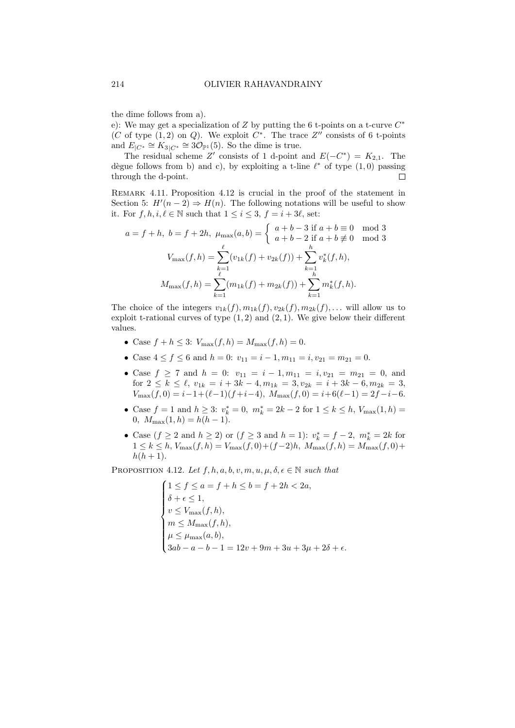the dîme follows from a).

e): We may get a specialization of $Z$ by putting the 6 t-points on a t-curve $C^*$ ($C$ of type $(1,2)$ on $Q$). We exploit $C^*$. The trace $Z''$ consists of 6 t-points and $E_{|C^*} \cong K_{3|C^*} \cong 3\mathcal{O}_{\mathbb{P}^1}(5)$. So the dîme is true.

The residual scheme $Z'$ consists of 1 d-point and $E(-C^*) = K_{2,1}$. The dègue follows from b) and c), by exploiting a t-line $\ell^*$ of type $(1,0)$ passing through the d-point. □

Remark 4.11. Proposition 4.12 is crucial in the proof of the statement in Section 5: $H'(n-2) \Rightarrow H(n)$. The following notations will be useful to show it. For $f, h, i, \ell \in \mathbb{N}$ such that $1 \leq i \leq 3$, $f = i + 3\ell$, set:

$$a = f + h,\ b = f + 2h,\ \mu_{\max}(a,b) = \begin{cases} a + b - 3 & \text{if } a + b \equiv 0 \mod 3 \\ a + b - 2 & \text{if } a + b \not\equiv 0 \mod 3 \end{cases}$$

$$V_{\max}(f,h) = \sum_{k=1}^{\ell}(v_{1k}(f) + v_{2k}(f)) + \sum_{k=1}^{h} v_k^*(f,h),$$

$$M_{\max}(f,h) = \sum_{k=1}^{\ell}(m_{1k}(f) + m_{2k}(f)) + \sum_{k=1}^{h} m_k^*(f,h).$$

The choice of the integers $v_{1k}(f), m_{1k}(f), v_{2k}(f), m_{2k}(f), \ldots$ will allow us to exploit t-rational curves of type $(1,2)$ and $(2,1)$. We give below their different values.

- Case $f + h \leq 3$: $V_{\max}(f,h) = M_{\max}(f,h) = 0$.
- Case $4 \leq f \leq 6$ and $h = 0$: $v_{11} = i - 1, m_{11} = i, v_{21} = m_{21} = 0$.
- Case $f \geq 7$ and $h = 0$: $v_{11} = i - 1, m_{11} = i, v_{21} = m_{21} = 0$, and for $2 \leq k \leq \ell$, $v_{1k} = i + 3k - 4, m_{1k} = 3, v_{2k} = i + 3k - 6, m_{2k} = 3$, $V_{\max}(f,0) = i - 1 + (\ell - 1)(f + i - 4)$, $M_{\max}(f,0) = i + 6(\ell - 1) = 2f - i - 6$.
- Case $f = 1$ and $h \geq 3$: $v_k^* = 0$, $m_k^* = 2k - 2$ for $1 \leq k \leq h$, $V_{\max}(1,h) = 0$, $M_{\max}(1,h) = h(h-1)$.
- Case ($f \geq 2$ and $h \geq 2$) or ($f \geq 3$ and $h = 1$): $v_k^* = f - 2$, $m_k^* = 2k$ for $1 \leq k \leq h$, $V_{\max}(f,h) = V_{\max}(f,0) + (f-2)h$, $M_{\max}(f,h) = M_{\max}(f,0) + h(h+1)$.

Proposition 4.12. *Let $f, h, a, b, v, m, u, \mu, \delta, \epsilon \in \mathbb{N}$ such that*

$$\begin{cases} 1 \leq f \leq a = f + h \leq b = f + 2h < 2a, \\ \delta + \epsilon \leq 1, \\ v \leq V_{\max}(f,h), \\ m \leq M_{\max}(f,h), \\ \mu \leq \mu_{\max}(a,b), \\ 3ab - a - b - 1 = 12v + 9m + 3u + 3\mu + 2\delta + \epsilon. \end{cases}$$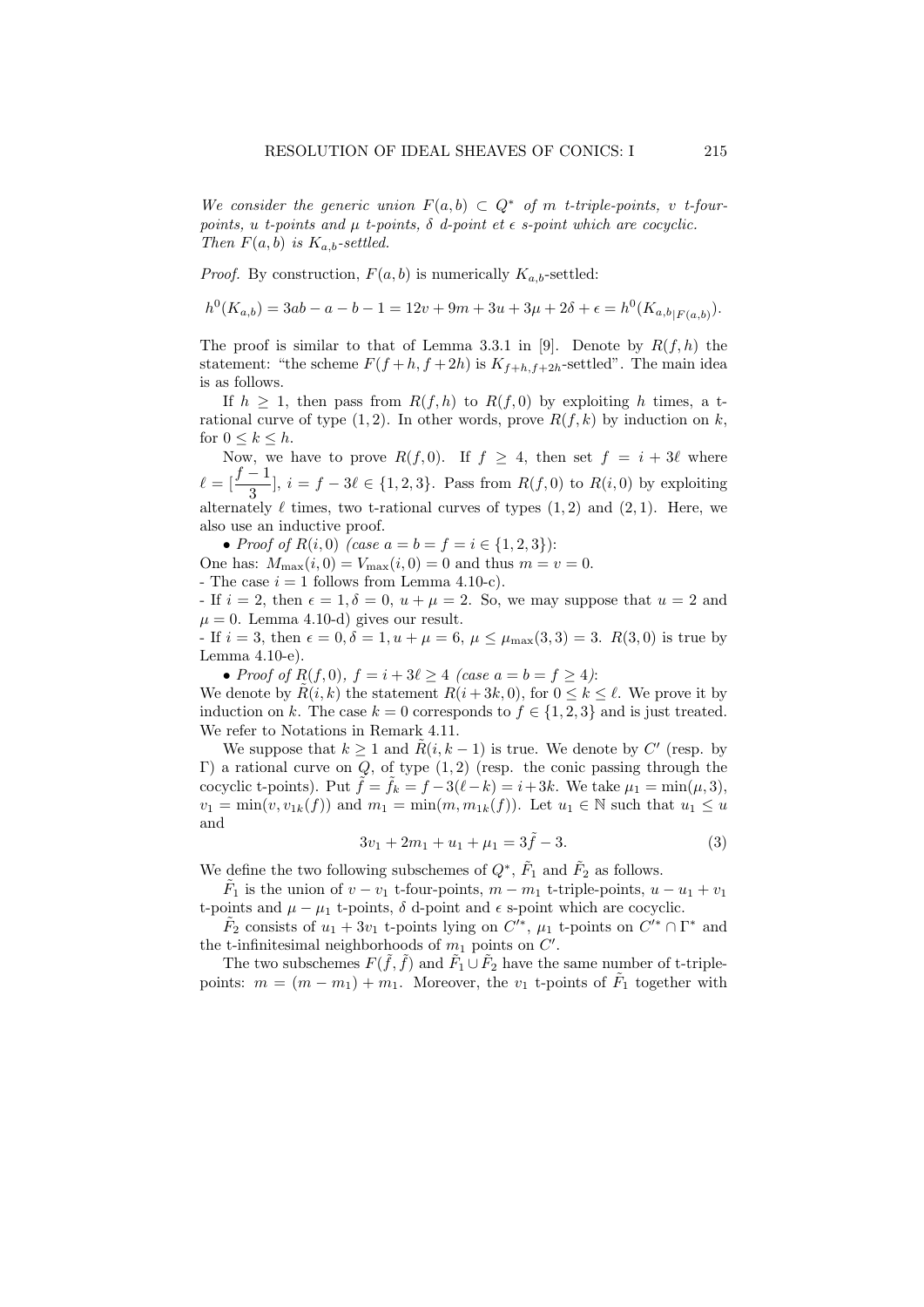*We consider the generic union $F(a,b) \subset Q^*$ of $m$ t-triple-points, $v$ t-four-points, $u$ t-points and $\mu$ t-points, $\delta$ d-point et $\epsilon$ s-point which are cocyclic. Then $F(a,b)$ is $K_{a,b}$-settled.*

*Proof.* By construction, $F(a,b)$ is numerically $K_{a,b}$-settled:

$$h^0(K_{a,b}) = 3ab - a - b - 1 = 12v + 9m + 3u + 3\mu + 2\delta + \epsilon = h^0(K_{a,b|F(a,b)}).$$

The proof is similar to that of Lemma 3.3.1 in [9]. Denote by $R(f,h)$ the statement: "the scheme $F(f+h, f+2h)$ is $K_{f+h,f+2h}$-settled". The main idea is as follows.

If $h \geq 1$, then pass from $R(f,h)$ to $R(f,0)$ by exploiting $h$ times, a t-rational curve of type $(1,2)$. In other words, prove $R(f,k)$ by induction on $k$, for $0 \leq k \leq h$.

Now, we have to prove $R(f,0)$. If $f \geq 4$, then set $f = i + 3\ell$ where $\ell = [\dfrac{f-1}{3}]$, $i = f - 3\ell \in \{1,2,3\}$. Pass from $R(f,0)$ to $R(i,0)$ by exploiting alternately $\ell$ times, two t-rational curves of types $(1,2)$ and $(2,1)$. Here, we also use an inductive proof.

• *Proof of $R(i,0)$ (case $a = b = f = i \in \{1,2,3\}$):*
One has: $M_{\max}(i,0) = V_{\max}(i,0) = 0$ and thus $m = v = 0$.
- The case $i = 1$ follows from Lemma 4.10-c).
- If $i = 2$, then $\epsilon = 1, \delta = 0$, $u + \mu = 2$. So, we may suppose that $u = 2$ and $\mu = 0$. Lemma 4.10-d) gives our result.
- If $i = 3$, then $\epsilon = 0, \delta = 1, u + \mu = 6$, $\mu \leq \mu_{\max}(3,3) = 3$. $R(3,0)$ is true by Lemma 4.10-e).

• *Proof of $R(f,0)$, $f = i + 3\ell \geq 4$ (case $a = b = f \geq 4$):*
We denote by $\tilde{R}(i,k)$ the statement $R(i+3k, 0)$, for $0 \leq k \leq \ell$. We prove it by induction on $k$. The case $k = 0$ corresponds to $f \in \{1,2,3\}$ and is just treated. We refer to Notations in Remark 4.11.

We suppose that $k \geq 1$ and $\tilde{R}(i, k-1)$ is true. We denote by $C'$ (resp. by $\Gamma$) a rational curve on $Q$, of type $(1,2)$ (resp. the conic passing through the cocyclic t-points). Put $\tilde{f} = \tilde{f}_k = f - 3(\ell - k) = i + 3k$. We take $\mu_1 = \min(\mu, 3)$, $v_1 = \min(v, v_{1k}(f))$ and $m_1 = \min(m, m_{1k}(f))$. Let $u_1 \in \mathbb{N}$ such that $u_1 \leq u$ and

$$3v_1 + 2m_1 + u_1 + \mu_1 = 3\tilde{f} - 3. \tag{3}$$

We define the two following subschemes of $Q^*$, $\tilde{F}_1$ and $\tilde{F}_2$ as follows.

$\tilde{F}_1$ is the union of $v - v_1$ t-four-points, $m - m_1$ t-triple-points, $u - u_1 + v_1$ t-points and $\mu - \mu_1$ t-points, $\delta$ d-point and $\epsilon$ s-point which are cocyclic.

$\tilde{F}_2$ consists of $u_1 + 3v_1$ t-points lying on $C'^*$, $\mu_1$ t-points on $C'^* \cap \Gamma^*$ and the t-infinitesimal neighborhoods of $m_1$ points on $C'$.

The two subschemes $F(\tilde{f}, \tilde{f})$ and $\tilde{F}_1 \cup \tilde{F}_2$ have the same number of t-triple-points: $m = (m - m_1) + m_1$. Moreover, the $v_1$ t-points of $\tilde{F}_1$ together with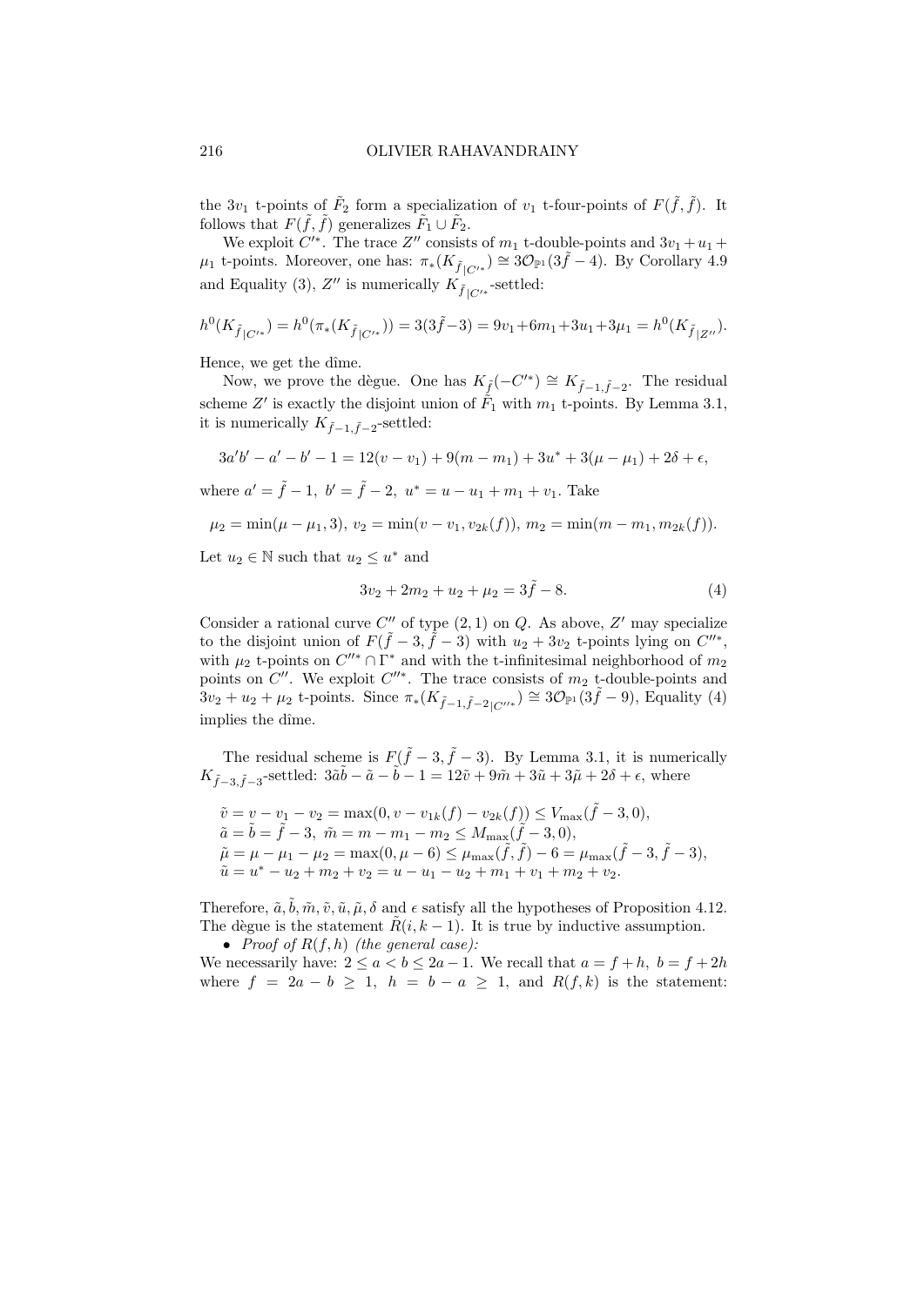the $3v_1$ t-points of $\tilde{F}_2$ form a specialization of $v_1$ t-four-points of $F(\tilde{f}, \tilde{f})$. It follows that $F(\tilde{f}, \tilde{f})$ generalizes $\tilde{F}_1 \cup \tilde{F}_2$.

We exploit $C'^*$. The trace $Z''$ consists of $m_1$ t-double-points and $3v_1 + u_1 + \mu_1$ t-points. Moreover, one has: $\pi_*(K_{\tilde{f}|C'^*}) \cong 3\mathcal{O}_{\mathbb{P}^1}(3\tilde{f} - 4)$. By Corollary 4.9 and Equality (3), $Z''$ is numerically $K_{\tilde{f}|C'^*}$-settled:

$$h^0(K_{\tilde{f}|C'^*}) = h^0(\pi_*(K_{\tilde{f}|C'^*})) = 3(3\tilde{f} - 3) = 9v_1 + 6m_1 + 3u_1 + 3\mu_1 = h^0(K_{\tilde{f}|Z''}).$$

Hence, we get the dîme.

Now, we prove the dègue. One has $K_{\tilde{f}}(-C'^*) \cong K_{\tilde{f}-1, \tilde{f}-2}$. The residual scheme $Z'$ is exactly the disjoint union of $\tilde{F}_1$ with $m_1$ t-points. By Lemma 3.1, it is numerically $K_{\tilde{f}-1,\tilde{f}-2}$-settled:

$$3a'b' - a' - b' - 1 = 12(v - v_1) + 9(m - m_1) + 3u^* + 3(\mu - \mu_1) + 2\delta + \epsilon,$$

where $a' = \tilde{f} - 1$, $b' = \tilde{f} - 2$, $u^* = u - u_1 + m_1 + v_1$. Take

$$\mu_2 = \min(\mu - \mu_1, 3),\ v_2 = \min(v - v_1, v_{2k}(f)),\ m_2 = \min(m - m_1, m_{2k}(f)).$$

Let $u_2 \in \mathbb{N}$ such that $u_2 \le u^*$ and

$$3v_2 + 2m_2 + u_2 + \mu_2 = 3\tilde{f} - 8. \tag{4}$$

Consider a rational curve $C''$ of type $(2, 1)$ on $Q$. As above, $Z'$ may specialize to the disjoint union of $F(\tilde{f} - 3, \tilde{f} - 3)$ with $u_2 + 3v_2$ t-points lying on $C''^*$, with $\mu_2$ t-points on $C''^* \cap \Gamma^*$ and with the t-infinitesimal neighborhood of $m_2$ points on $C''$. We exploit $C''^*$. The trace consists of $m_2$ t-double-points and $3v_2 + u_2 + \mu_2$ t-points. Since $\pi_*(K_{\tilde{f}-1,\tilde{f}-2|C''^*}) \cong 3\mathcal{O}_{\mathbb{P}^1}(3\tilde{f} - 9)$, Equality (4) implies the dîme.

The residual scheme is $F(\tilde{f} - 3, \tilde{f} - 3)$. By Lemma 3.1, it is numerically $K_{\tilde{f}-3,\tilde{f}-3}$-settled: $3\tilde{a}\tilde{b} - \tilde{a} - \tilde{b} - 1 = 12\tilde{v} + 9\tilde{m} + 3\tilde{u} + 3\tilde{\mu} + 2\delta + \epsilon$, where

$$\begin{aligned}
&\tilde{v} = v - v_1 - v_2 = \max(0, v - v_{1k}(f) - v_{2k}(f)) \le V_{\max}(\tilde{f} - 3, 0),\\
&\tilde{a} = \tilde{b} = \tilde{f} - 3,\ \tilde{m} = m - m_1 - m_2 \le M_{\max}(\tilde{f} - 3, 0),\\
&\tilde{\mu} = \mu - \mu_1 - \mu_2 = \max(0, \mu - 6) \le \mu_{\max}(\tilde{f}, \tilde{f}) - 6 = \mu_{\max}(\tilde{f} - 3, \tilde{f} - 3),\\
&\tilde{u} = u^* - u_2 + m_2 + v_2 = u - u_1 - u_2 + m_1 + v_1 + m_2 + v_2.
\end{aligned}$$

Therefore, $\tilde{a}, \tilde{b}, \tilde{m}, \tilde{v}, \tilde{u}, \tilde{\mu}, \delta$ and $\epsilon$ satisfy all the hypotheses of Proposition 4.12. The dègue is the statement $\tilde{R}(i, k - 1)$. It is true by inductive assumption.

- *Proof of $R(f, h)$ (the general case):*

We necessarily have: $2 \le a < b \le 2a - 1$. We recall that $a = f + h$, $b = f + 2h$ where $f = 2a - b \ge 1$, $h = b - a \ge 1$, and $R(f, k)$ is the statement: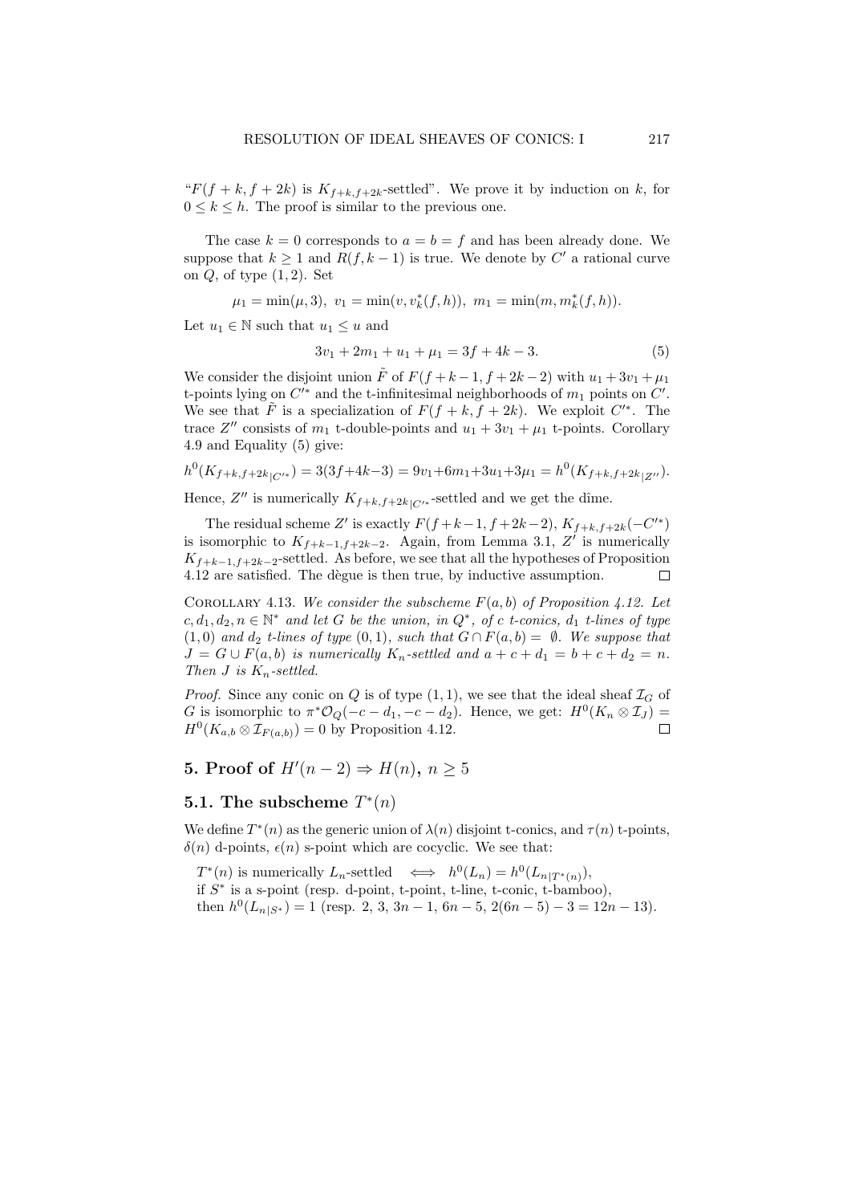"$F(f+k, f+2k)$ is $K_{f+k,f+2k}$-settled". We prove it by induction on $k$, for $0 \le k \le h$. The proof is similar to the previous one.

The case $k=0$ corresponds to $a=b=f$ and has been already done. We suppose that $k \ge 1$ and $R(f, k-1)$ is true. We denote by $C'$ a rational curve on $Q$, of type $(1,2)$. Set

$$\mu_1 = \min(\mu, 3),\ v_1 = \min(v, v_k^*(f,h)),\ m_1 = \min(m, m_k^*(f,h)).$$

Let $u_1 \in \mathbb{N}$ such that $u_1 \le u$ and

$$3v_1 + 2m_1 + u_1 + \mu_1 = 3f + 4k - 3. \tag{5}$$

We consider the disjoint union $\tilde{F}$ of $F(f+k-1, f+2k-2)$ with $u_1 + 3v_1 + \mu_1$ t-points lying on $C'^*$ and the t-infinitesimal neighborhoods of $m_1$ points on $C'$. We see that $\tilde{F}$ is a specialization of $F(f+k, f+2k)$. We exploit $C'^*$. The trace $Z''$ consists of $m_1$ t-double-points and $u_1 + 3v_1 + \mu_1$ t-points. Corollary 4.9 and Equality (5) give:

$$h^0(K_{f+k,f+2k|C'^*}) = 3(3f+4k-3) = 9v_1+6m_1+3u_1+3\mu_1 = h^0(K_{f+k,f+2k|Z''}).$$

Hence, $Z''$ is numerically $K_{f+k,f+2k|C'^*}$-settled and we get the dîme.

The residual scheme $Z'$ is exactly $F(f+k-1, f+2k-2)$, $K_{f+k,f+2k}(-C'^*)$ is isomorphic to $K_{f+k-1,f+2k-2}$. Again, from Lemma 3.1, $Z'$ is numerically $K_{f+k-1,f+2k-2}$-settled. As before, we see that all the hypotheses of Proposition 4.12 are satisfied. The dègue is then true, by inductive assumption. □

Corollary 4.13. *We consider the subscheme $F(a,b)$ of Proposition 4.12. Let $c, d_1, d_2, n \in \mathbb{N}^*$ and let $G$ be the union, in $Q^*$, of $c$ t-conics, $d_1$ t-lines of type $(1,0)$ and $d_2$ t-lines of type $(0,1)$, such that $G \cap F(a,b) = \emptyset$. We suppose that $J = G \cup F(a,b)$ is numerically $K_n$-settled and $a+c+d_1 = b+c+d_2 = n$. Then $J$ is $K_n$-settled.*

*Proof.* Since any conic on $Q$ is of type $(1,1)$, we see that the ideal sheaf $\mathcal{I}_G$ of $G$ is isomorphic to $\pi^*\mathcal{O}_Q(-c-d_1, -c-d_2)$. Hence, we get: $H^0(K_n \otimes \mathcal{I}_J) = H^0(K_{a,b} \otimes \mathcal{I}_{F(a,b)}) = 0$ by Proposition 4.12. □

## 5. Proof of $H'(n-2) \Rightarrow H(n)$, $n \ge 5$

### 5.1. The subscheme $T^*(n)$

We define $T^*(n)$ as the generic union of $\lambda(n)$ disjoint t-conics, and $\tau(n)$ t-points, $\delta(n)$ d-points, $\epsilon(n)$ s-point which are cocyclic. We see that:

$T^*(n)$ is numerically $L_n$-settled $\iff$ $h^0(L_n) = h^0(L_{n|T^*(n)})$,
if $S^*$ is a s-point (resp. d-point, t-point, t-line, t-conic, t-bamboo),
then $h^0(L_{n|S^*}) = 1$ (resp. $2$, $3$, $3n-1$, $6n-5$, $2(6n-5)-3 = 12n-13$).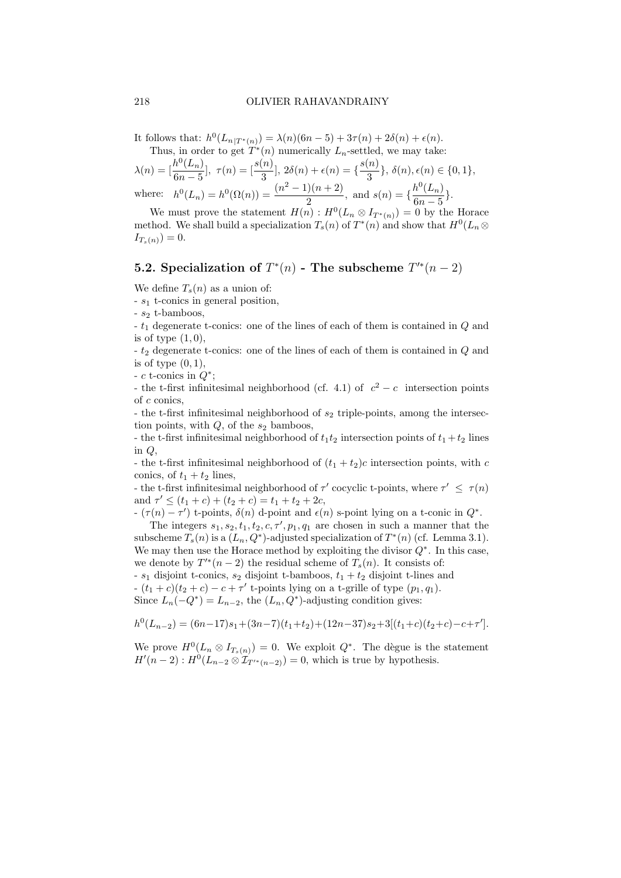It follows that: $h^0(L_{n|T^*(n)}) = \lambda(n)(6n-5) + 3\tau(n) + 2\delta(n) + \epsilon(n)$.

Thus, in order to get $T^*(n)$ numerically $L_n$-settled, we may take:

$\lambda(n) = [\dfrac{h^0(L_n)}{6n-5}]$, $\tau(n) = [\dfrac{s(n)}{3}]$, $2\delta(n) + \epsilon(n) = \{\dfrac{s(n)}{3}\}$, $\delta(n), \epsilon(n) \in \{0,1\}$,

where: $h^0(L_n) = h^0(\Omega(n)) = \dfrac{(n^2-1)(n+2)}{2}$, and $s(n) = \{\dfrac{h^0(L_n)}{6n-5}\}$.

We must prove the statement $H(n) : H^0(L_n \otimes I_{T^*(n)}) = 0$ by the Horace method. We shall build a specialization $T_s(n)$ of $T^*(n)$ and show that $H^0(L_n \otimes I_{T_s(n)}) = 0$.

## 5.2. Specialization of $T^*(n)$ - The subscheme $T'^*(n-2)$

We define $T_s(n)$ as a union of:

- $s_1$ t-conics in general position,
- $s_2$ t-bamboos,
- $t_1$ degenerate t-conics: one of the lines of each of them is contained in $Q$ and is of type $(1,0)$,
- $t_2$ degenerate t-conics: one of the lines of each of them is contained in $Q$ and is of type $(0,1)$,
- $c$ t-conics in $Q^*$;
- the t-first infinitesimal neighborhood (cf. 4.1) of $c^2 - c$ intersection points of $c$ conics,
- the t-first infinitesimal neighborhood of $s_2$ triple-points, among the intersection points, with $Q$, of the $s_2$ bamboos,
- the t-first infinitesimal neighborhood of $t_1 t_2$ intersection points of $t_1 + t_2$ lines in $Q$,
- the t-first infinitesimal neighborhood of $(t_1 + t_2)c$ intersection points, with $c$ conics, of $t_1 + t_2$ lines,
- the t-first infinitesimal neighborhood of $\tau'$ cocyclic t-points, where $\tau' \le \tau(n)$ and $\tau' \le (t_1 + c) + (t_2 + c) = t_1 + t_2 + 2c$,
- $(\tau(n) - \tau')$ t-points, $\delta(n)$ d-point and $\epsilon(n)$ s-point lying on a t-conic in $Q^*$.

The integers $s_1, s_2, t_1, t_2, c, \tau', p_1, q_1$ are chosen in such a manner that the subscheme $T_s(n)$ is a $(L_n, Q^*)$-adjusted specialization of $T^*(n)$ (cf. Lemma 3.1). We may then use the Horace method by exploiting the divisor $Q^*$. In this case, we denote by $T'^*(n-2)$ the residual scheme of $T_s(n)$. It consists of:

- $s_1$ disjoint t-conics, $s_2$ disjoint t-bamboos, $t_1 + t_2$ disjoint t-lines and
- $(t_1 + c)(t_2 + c) - c + \tau'$ t-points lying on a t-grille of type $(p_1, q_1)$.

Since $L_n(-Q^*) = L_{n-2}$, the $(L_n, Q^*)$-adjusting condition gives:

$$h^0(L_{n-2}) = (6n-17)s_1 + (3n-7)(t_1+t_2) + (12n-37)s_2 + 3[(t_1+c)(t_2+c) - c + \tau'].$$

We prove $H^0(L_n \otimes I_{T_s(n)}) = 0$. We exploit $Q^*$. The dègue is the statement $H'(n-2) : H^0(L_{n-2} \otimes \mathcal{I}_{T'^*(n-2)}) = 0$, which is true by hypothesis.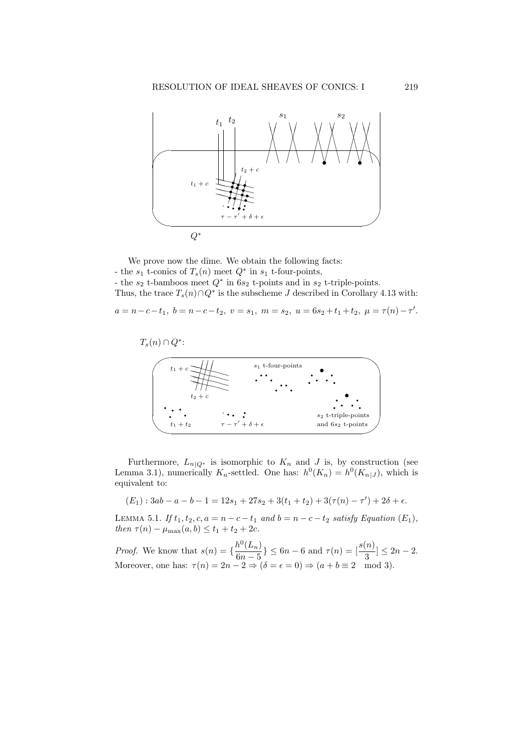We prove now the dîme. We obtain the following facts:

- the $s_1$ t-conics of $T_s(n)$ meet $Q^*$ in $s_1$ t-four-points,
- the $s_2$ t-bamboos meet $Q^*$ in $6s_2$ t-points and in $s_2$ t-triple-points.

Thus, the trace $T_s(n) \cap Q^*$ is the subscheme $J$ described in Corollary 4.13 with:

$$a = n - c - t_1,\ b = n - c - t_2,\ v = s_1,\ m = s_2,\ u = 6s_2 + t_1 + t_2,\ \mu = \tau(n) - \tau'.$$

$T_s(n) \cap Q^*$:

Furthermore, $L_{n|Q^*}$ is isomorphic to $K_n$ and $J$ is, by construction (see Lemma 3.1), numerically $K_n$-settled. One has: $h^0(K_n) = h^0(K_{n|J})$, which is equivalent to:

$$(E_1) : 3ab - a - b - 1 = 12s_1 + 27s_2 + 3(t_1 + t_2) + 3(\tau(n) - \tau') + 2\delta + \epsilon.$$

Lemma 5.1. *If $t_1, t_2, c, a = n - c - t_1$ and $b = n - c - t_2$ satisfy Equation $(E_1)$, then $\tau(n) - \mu_{\max}(a, b) \leq t_1 + t_2 + 2c$.*

*Proof.* We know that $s(n) = \{\dfrac{h^0(L_n)}{6n-5}\} \leq 6n - 6$ and $\tau(n) = [\dfrac{s(n)}{3}] \leq 2n - 2$. Moreover, one has: $\tau(n) = 2n - 2 \Rightarrow (\delta = \epsilon = 0) \Rightarrow (a + b \equiv 2 \mod 3)$.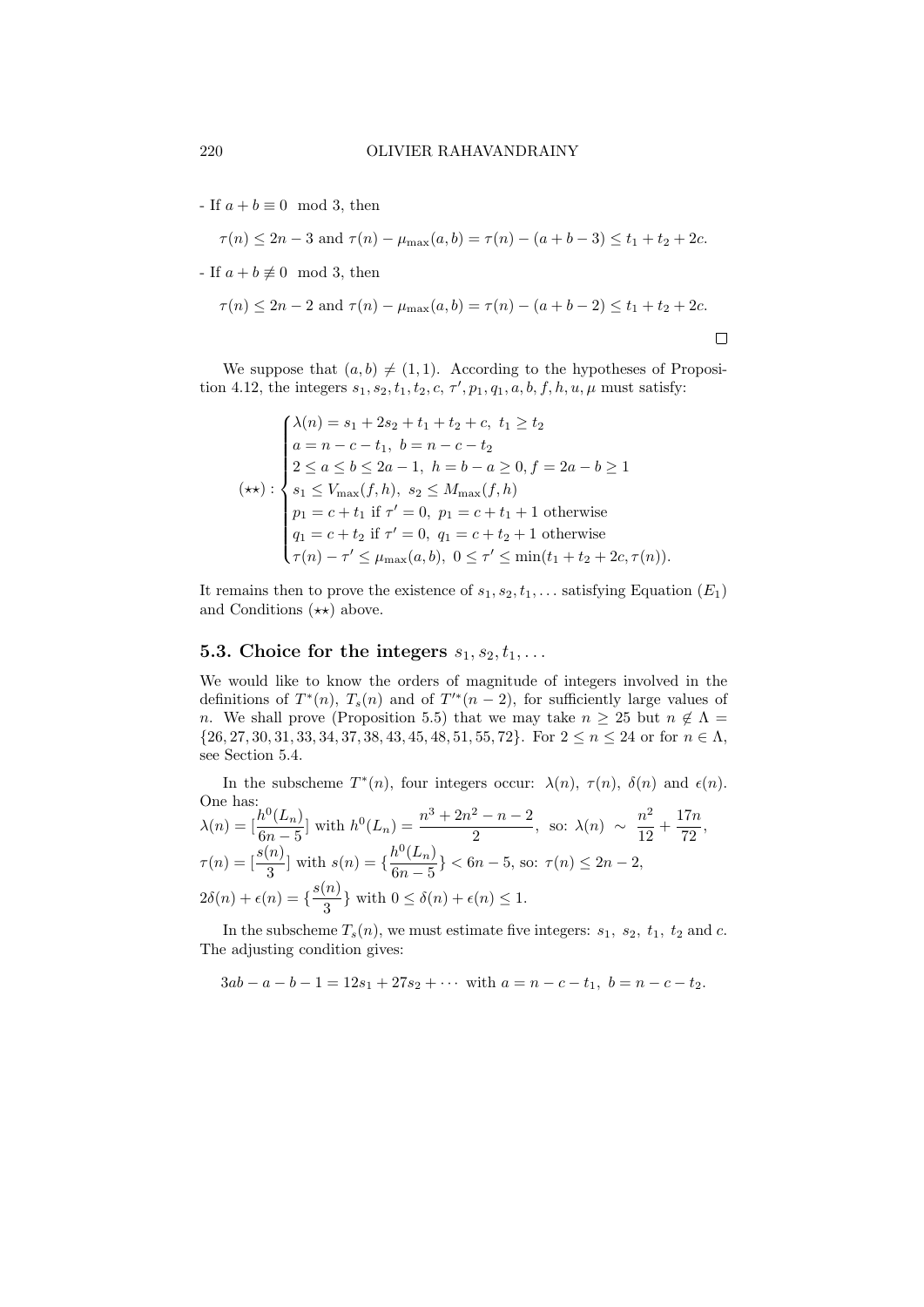- If $a+b \equiv 0 \mod 3$, then

$$\tau(n) \leq 2n-3 \text{ and } \tau(n) - \mu_{\max}(a,b) = \tau(n) - (a+b-3) \leq t_1 + t_2 + 2c.$$

- If $a+b \not\equiv 0 \mod 3$, then

$$\tau(n) \leq 2n-2 \text{ and } \tau(n) - \mu_{\max}(a,b) = \tau(n) - (a+b-2) \leq t_1 + t_2 + 2c.$$

□

We suppose that $(a,b) \neq (1,1)$. According to the hypotheses of Proposition 4.12, the integers $s_1, s_2, t_1, t_2, c, \tau', p_1, q_1, a, b, f, h, u, \mu$ must satisfy:

$$(\star\star): \begin{cases} \lambda(n) = s_1 + 2s_2 + t_1 + t_2 + c, \ t_1 \geq t_2 \\ a = n - c - t_1, \ b = n - c - t_2 \\ 2 \leq a \leq b \leq 2a - 1, \ h = b - a \geq 0, f = 2a - b \geq 1 \\ s_1 \leq V_{\max}(f,h), \ s_2 \leq M_{\max}(f,h) \\ p_1 = c + t_1 \text{ if } \tau' = 0, \ p_1 = c + t_1 + 1 \text{ otherwise} \\ q_1 = c + t_2 \text{ if } \tau' = 0, \ q_1 = c + t_2 + 1 \text{ otherwise} \\ \tau(n) - \tau' \leq \mu_{\max}(a,b), \ 0 \leq \tau' \leq \min(t_1 + t_2 + 2c, \tau(n)). \end{cases}$$

It remains then to prove the existence of $s_1, s_2, t_1, \ldots$ satisfying Equation $(E_1)$ and Conditions $(\star\star)$ above.

## 5.3. Choice for the integers $s_1, s_2, t_1, \ldots$

We would like to know the orders of magnitude of integers involved in the definitions of $T^*(n)$, $T_s(n)$ and of $T'^*(n-2)$, for sufficiently large values of $n$. We shall prove (Proposition 5.5) that we may take $n \geq 25$ but $n \notin \Lambda = \{26, 27, 30, 31, 33, 34, 37, 38, 43, 45, 48, 51, 55, 72\}$. For $2 \leq n \leq 24$ or for $n \in \Lambda$, see Section 5.4.

In the subscheme $T^*(n)$, four integers occur: $\lambda(n)$, $\tau(n)$, $\delta(n)$ and $\epsilon(n)$. One has:

$\lambda(n) = [\dfrac{h^0(L_n)}{6n-5}]$ with $h^0(L_n) = \dfrac{n^3 + 2n^2 - n - 2}{2}$, so: $\lambda(n) \sim \dfrac{n^2}{12} + \dfrac{17n}{72}$,

$\tau(n) = [\dfrac{s(n)}{3}]$ with $s(n) = \{\dfrac{h^0(L_n)}{6n-5}\} < 6n-5$, so: $\tau(n) \leq 2n-2$,

$2\delta(n) + \epsilon(n) = \{\dfrac{s(n)}{3}\}$ with $0 \leq \delta(n) + \epsilon(n) \leq 1$.

In the subscheme $T_s(n)$, we must estimate five integers: $s_1$, $s_2$, $t_1$, $t_2$ and $c$. The adjusting condition gives:

$$3ab - a - b - 1 = 12s_1 + 27s_2 + \cdots \text{ with } a = n - c - t_1, \ b = n - c - t_2.$$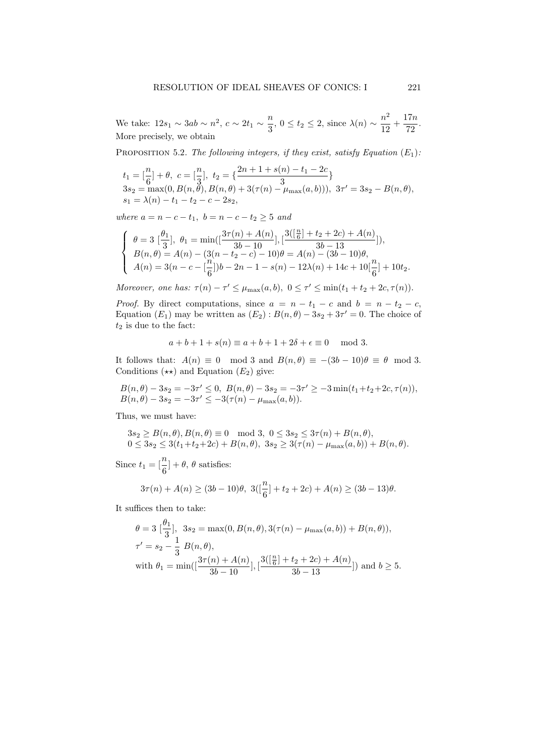We take: $12s_1 \sim 3ab \sim n^2$, $c \sim 2t_1 \sim \dfrac{n}{3}$, $0 \leq t_2 \leq 2$, since $\lambda(n) \sim \dfrac{n^2}{12} + \dfrac{17n}{72}$. More precisely, we obtain

Proposition 5.2. *The following integers, if they exist, satisfy Equation* $(E_1)$*:*

$$
\begin{aligned}
&t_1 = [\frac{n}{6}] + \theta,\ c = [\frac{n}{3}],\ t_2 = \{\frac{2n+1+s(n)-t_1-2c}{3}\} \\
&3s_2 = \max(0, B(n,\theta), B(n,\theta) + 3(\tau(n) - \mu_{\max}(a,b))),\ 3\tau' = 3s_2 - B(n,\theta), \\
&s_1 = \lambda(n) - t_1 - t_2 - c - 2s_2,
\end{aligned}
$$

*where* $a = n - c - t_1$, $b = n - c - t_2 \geq 5$ *and*

$$
\left\{
\begin{aligned}
&\theta = 3\ [\frac{\theta_1}{3}],\ \theta_1 = \min([\frac{3\tau(n) + A(n)}{3b-10}], [\frac{3([\frac{n}{6}] + t_2 + 2c) + A(n)}{3b-13}]), \\
&B(n,\theta) = A(n) - (3(n - t_2 - c) - 10)\theta = A(n) - (3b-10)\theta, \\
&A(n) = 3(n - c - [\frac{n}{6}])b - 2n - 1 - s(n) - 12\lambda(n) + 14c + 10[\frac{n}{6}] + 10t_2.
\end{aligned}
\right.
$$

*Moreover, one has:* $\tau(n) - \tau' \leq \mu_{\max}(a,b)$, $0 \leq \tau' \leq \min(t_1 + t_2 + 2c, \tau(n))$.

*Proof.* By direct computations, since $a = n - t_1 - c$ and $b = n - t_2 - c$, Equation $(E_1)$ may be written as $(E_2) : B(n,\theta) - 3s_2 + 3\tau' = 0$. The choice of $t_2$ is due to the fact:

$$
a + b + 1 + s(n) \equiv a + b + 1 + 2\delta + \epsilon \equiv 0 \mod 3.
$$

It follows that: $A(n) \equiv 0 \mod 3$ and $B(n,\theta) \equiv -(3b-10)\theta \equiv \theta \mod 3$. Conditions $(\star\star)$ and Equation $(E_2)$ give:

$$
\begin{aligned}
&B(n,\theta) - 3s_2 = -3\tau' \leq 0,\ B(n,\theta) - 3s_2 = -3\tau' \geq -3\min(t_1+t_2+2c, \tau(n)), \\
&B(n,\theta) - 3s_2 = -3\tau' \leq -3(\tau(n) - \mu_{\max}(a,b)).
\end{aligned}
$$

Thus, we must have:

$$
\begin{aligned}
&3s_2 \geq B(n,\theta), B(n,\theta) \equiv 0 \mod 3,\ 0 \leq 3s_2 \leq 3\tau(n) + B(n,\theta), \\
&0 \leq 3s_2 \leq 3(t_1+t_2+2c) + B(n,\theta),\ 3s_2 \geq 3(\tau(n) - \mu_{\max}(a,b)) + B(n,\theta).
\end{aligned}
$$

Since $t_1 = [\dfrac{n}{6}] + \theta$, $\theta$ satisfies:

$$
3\tau(n) + A(n) \geq (3b-10)\theta,\ 3([\frac{n}{6}] + t_2 + 2c) + A(n) \geq (3b-13)\theta.
$$

It suffices then to take:

$$
\begin{aligned}
&\theta = 3\ [\frac{\theta_1}{3}],\ \ 3s_2 = \max(0, B(n,\theta), 3(\tau(n) - \mu_{\max}(a,b)) + B(n,\theta)), \\
&\tau' = s_2 - \frac{1}{3}\ B(n,\theta), \\
&\text{with } \theta_1 = \min([\frac{3\tau(n) + A(n)}{3b-10}], [\frac{3([\frac{n}{6}] + t_2 + 2c) + A(n)}{3b-13}]) \text{ and } b \geq 5.
\end{aligned}
$$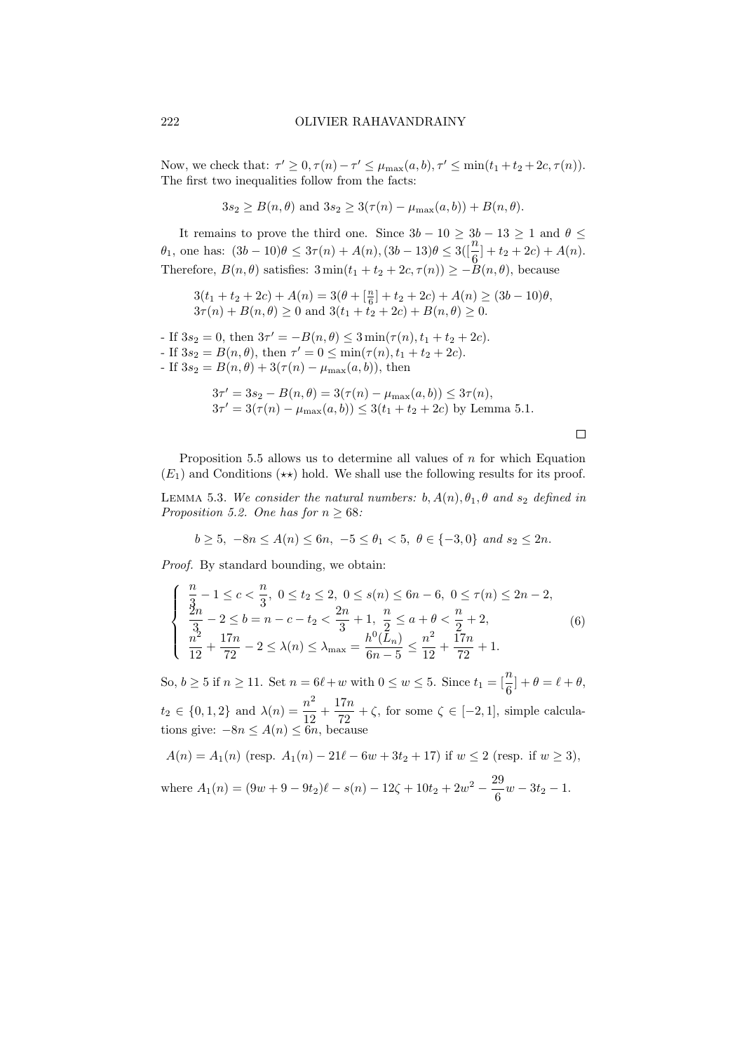Now, we check that: $\tau' \geq 0, \tau(n) - \tau' \leq \mu_{\max}(a,b), \tau' \leq \min(t_1 + t_2 + 2c, \tau(n))$. The first two inequalities follow from the facts:

$$3s_2 \geq B(n,\theta) \text{ and } 3s_2 \geq 3(\tau(n) - \mu_{\max}(a,b)) + B(n,\theta).$$

It remains to prove the third one. Since $3b - 10 \geq 3b - 13 \geq 1$ and $\theta \leq \theta_1$, one has: $(3b-10)\theta \leq 3\tau(n) + A(n), (3b-13)\theta \leq 3([\frac{n}{6}] + t_2 + 2c) + A(n)$. Therefore, $B(n,\theta)$ satisfies: $3\min(t_1 + t_2 + 2c, \tau(n)) \geq -B(n,\theta)$, because

$$3(t_1 + t_2 + 2c) + A(n) = 3(\theta + [\tfrac{n}{6}] + t_2 + 2c) + A(n) \geq (3b-10)\theta,$$
$$3\tau(n) + B(n,\theta) \geq 0 \text{ and } 3(t_1 + t_2 + 2c) + B(n,\theta) \geq 0.$$

- If $3s_2 = 0$, then $3\tau' = -B(n,\theta) \leq 3\min(\tau(n), t_1 + t_2 + 2c)$.
- If $3s_2 = B(n,\theta)$, then $\tau' = 0 \leq \min(\tau(n), t_1 + t_2 + 2c)$.
- If $3s_2 = B(n,\theta) + 3(\tau(n) - \mu_{\max}(a,b))$, then

$$3\tau' = 3s_2 - B(n,\theta) = 3(\tau(n) - \mu_{\max}(a,b)) \leq 3\tau(n),$$
$$3\tau' = 3(\tau(n) - \mu_{\max}(a,b)) \leq 3(t_1 + t_2 + 2c) \text{ by Lemma 5.1.}$$

$\square$

Proposition 5.5 allows us to determine all values of $n$ for which Equation $(E_1)$ and Conditions $(\star\star)$ hold. We shall use the following results for its proof.

Lemma 5.3. *We consider the natural numbers: $b, A(n), \theta_1, \theta$ and $s_2$ defined in Proposition 5.2. One has for $n \geq 68$:*

$$b \geq 5, \ -8n \leq A(n) \leq 6n, \ -5 \leq \theta_1 < 5, \ \theta \in \{-3, 0\} \text{ and } s_2 \leq 2n.$$

*Proof.* By standard bounding, we obtain:

$$\begin{cases} \dfrac{n}{3} - 1 \leq c < \dfrac{n}{3}, \ 0 \leq t_2 \leq 2, \ 0 \leq s(n) \leq 6n - 6, \ 0 \leq \tau(n) \leq 2n - 2, \\ \dfrac{2n}{3} - 2 \leq b = n - c - t_2 < \dfrac{2n}{3} + 1, \ \dfrac{n}{2} \leq a + \theta < \dfrac{n}{2} + 2, \\ \dfrac{n^2}{12} + \dfrac{17n}{72} - 2 \leq \lambda(n) \leq \lambda_{\max} = \dfrac{h^0(L_n)}{6n-5} \leq \dfrac{n^2}{12} + \dfrac{17n}{72} + 1. \end{cases} \tag{6}$$

So, $b \geq 5$ if $n \geq 11$. Set $n = 6\ell + w$ with $0 \leq w \leq 5$. Since $t_1 = [\frac{n}{6}] + \theta = \ell + \theta$, $t_2 \in \{0, 1, 2\}$ and $\lambda(n) = \dfrac{n^2}{12} + \dfrac{17n}{72} + \zeta$, for some $\zeta \in [-2, 1]$, simple calculations give: $-8n \leq A(n) \leq 6n$, because

$$A(n) = A_1(n) \text{ (resp. } A_1(n) - 21\ell - 6w + 3t_2 + 17) \text{ if } w \leq 2 \text{ (resp. if } w \geq 3),$$

where $A_1(n) = (9w + 9 - 9t_2)\ell - s(n) - 12\zeta + 10t_2 + 2w^2 - \dfrac{29}{6}w - 3t_2 - 1$.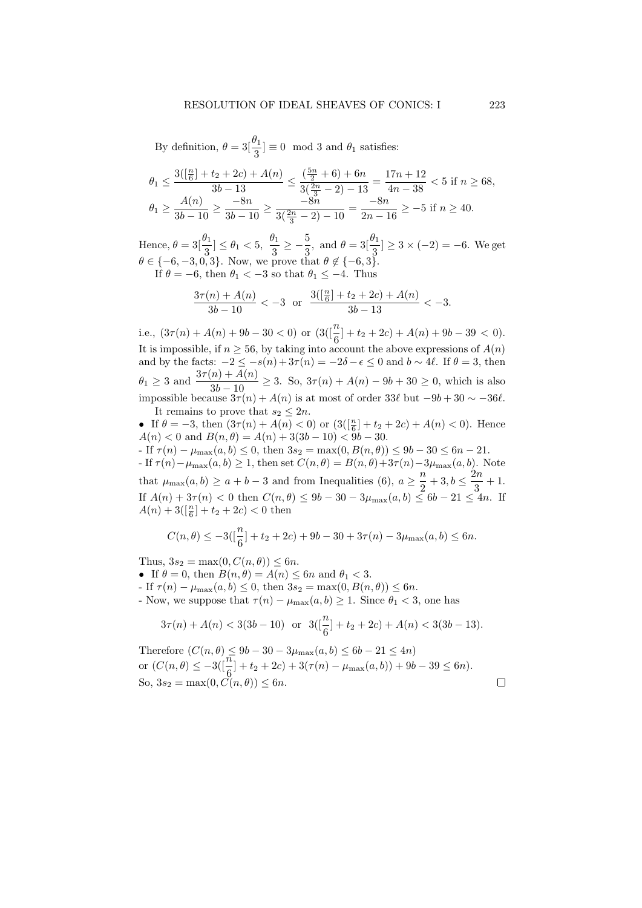By definition, $\theta = 3[\frac{\theta_1}{3}] \equiv 0 \mod 3$ and $\theta_1$ satisfies:

$$\theta_1 \leq \frac{3([\frac{n}{6}] + t_2 + 2c) + A(n)}{3b - 13} \leq \frac{(\frac{5n}{2} + 6) + 6n}{3(\frac{2n}{3} - 2) - 13} = \frac{17n + 12}{4n - 38} < 5 \text{ if } n \geq 68,$$
$$\theta_1 \geq \frac{A(n)}{3b - 10} \geq \frac{-8n}{3b - 10} \geq \frac{-8n}{3(\frac{2n}{3} - 2) - 10} = \frac{-8n}{2n - 16} \geq -5 \text{ if } n \geq 40.$$

Hence, $\theta = 3[\frac{\theta_1}{3}] \leq \theta_1 < 5$, $\frac{\theta_1}{3} \geq -\frac{5}{3}$, and $\theta = 3[\frac{\theta_1}{3}] \geq 3 \times (-2) = -6$. We get $\theta \in \{-6, -3, 0, 3\}$. Now, we prove that $\theta \notin \{-6, 3\}$.

If $\theta = -6$, then $\theta_1 < -3$ so that $\theta_1 \leq -4$. Thus

$$\frac{3\tau(n) + A(n)}{3b - 10} < -3 \quad \text{or} \quad \frac{3([\frac{n}{6}] + t_2 + 2c) + A(n)}{3b - 13} < -3.$$

i.e., $(3\tau(n) + A(n) + 9b - 30 < 0)$ or $(3([\frac{n}{6}] + t_2 + 2c) + A(n) + 9b - 39 < 0)$. It is impossible, if $n \geq 56$, by taking into account the above expressions of $A(n)$ and by the facts: $-2 \leq -s(n) + 3\tau(n) = -2\delta - \epsilon \leq 0$ and $b \sim 4\ell$. If $\theta = 3$, then $\theta_1 \geq 3$ and $\frac{3\tau(n) + A(n)}{3b - 10} \geq 3$. So, $3\tau(n) + A(n) - 9b + 30 \geq 0$, which is also impossible because $3\tau(n) + A(n)$ is at most of order $33\ell$ but $-9b + 30 \sim -36\ell$.

It remains to prove that $s_2 \leq 2n$.

- If $\theta = -3$, then $(3\tau(n) + A(n) < 0)$ or $(3([\frac{n}{6}] + t_2 + 2c) + A(n) < 0)$. Hence $A(n) < 0$ and $B(n, \theta) = A(n) + 3(3b - 10) < 9b - 30$.

- If $\tau(n) - \mu_{\max}(a, b) \leq 0$, then $3s_2 = \max(0, B(n, \theta)) \leq 9b - 30 \leq 6n - 21$.

- If $\tau(n) - \mu_{\max}(a, b) \geq 1$, then set $C(n, \theta) = B(n, \theta) + 3\tau(n) - 3\mu_{\max}(a, b)$. Note that $\mu_{\max}(a, b) \geq a + b - 3$ and from Inequalities (6), $a \geq \frac{n}{2} + 3, b \leq \frac{2n}{3} + 1$. If $A(n) + 3\tau(n) < 0$ then $C(n, \theta) \leq 9b - 30 - 3\mu_{\max}(a, b) \leq 6b - 21 \leq 4n$. If $A(n) + 3([\frac{n}{6}] + t_2 + 2c) < 0$ then

$$C(n, \theta) \leq -3([\frac{n}{6}] + t_2 + 2c) + 9b - 30 + 3\tau(n) - 3\mu_{\max}(a, b) \leq 6n.$$

Thus, $3s_2 = \max(0, C(n, \theta)) \leq 6n$.

- If $\theta = 0$, then $B(n, \theta) = A(n) \leq 6n$ and $\theta_1 < 3$.

- If $\tau(n) - \mu_{\max}(a, b) \leq 0$, then $3s_2 = \max(0, B(n, \theta)) \leq 6n$.

- Now, we suppose that $\tau(n) - \mu_{\max}(a, b) \geq 1$. Since $\theta_1 < 3$, one has

$$3\tau(n) + A(n) < 3(3b - 10) \quad \text{or} \quad 3([\frac{n}{6}] + t_2 + 2c) + A(n) < 3(3b - 13).$$

Therefore $(C(n, \theta) \leq 9b - 30 - 3\mu_{\max}(a, b) \leq 6b - 21 \leq 4n)$
or $(C(n, \theta) \leq -3([\frac{n}{6}] + t_2 + 2c) + 3(\tau(n) - \mu_{\max}(a, b)) + 9b - 39 \leq 6n)$.
So, $3s_2 = \max(0, C(n, \theta)) \leq 6n$. $\square$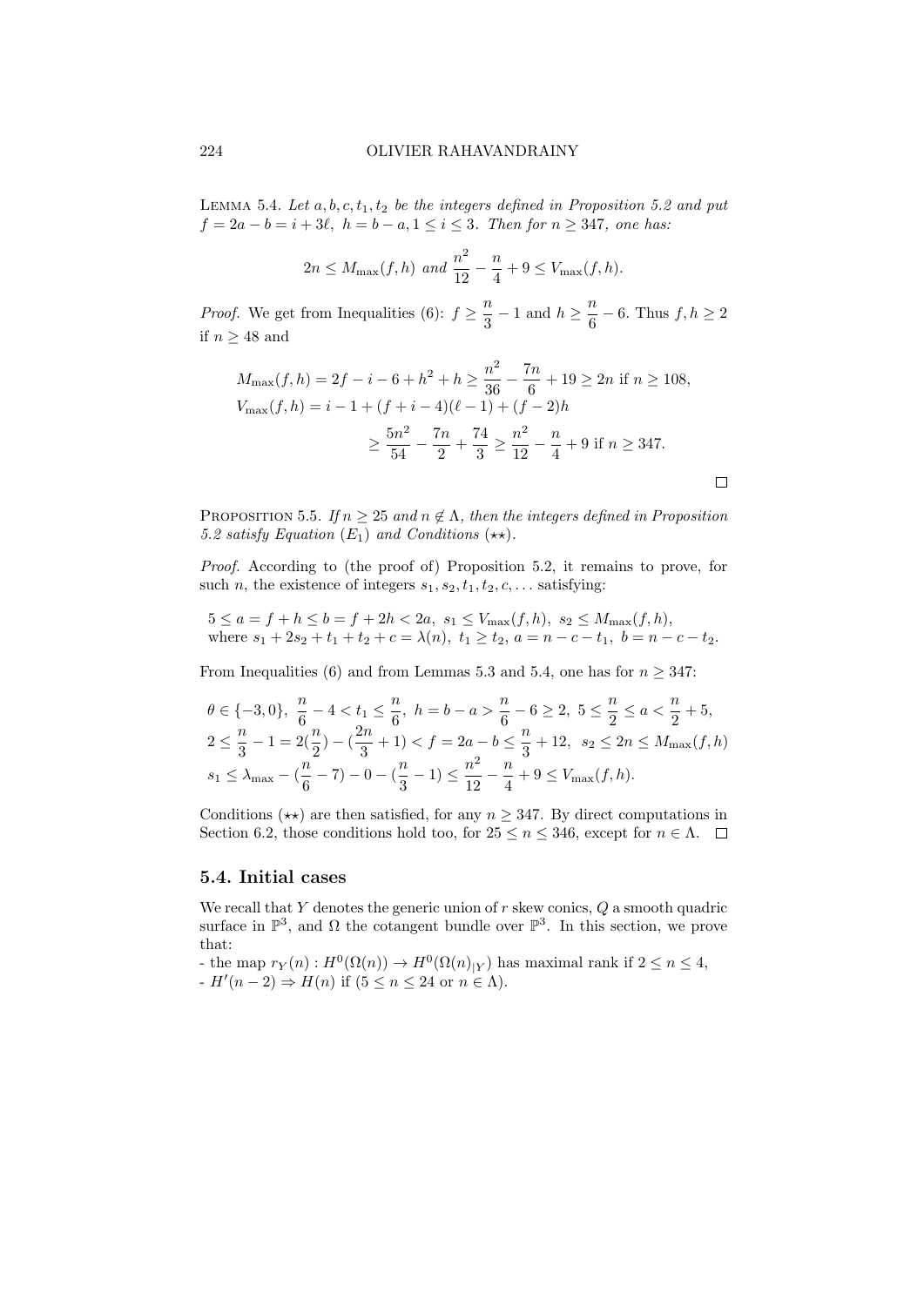LEMMA 5.4. *Let $a, b, c, t_1, t_2$ be the integers defined in Proposition 5.2 and put $f = 2a - b = i + 3\ell,\ h = b - a, 1 \leq i \leq 3$. Then for $n \geq 347$, one has:*

$$2n \leq M_{\max}(f,h) \text{ and } \frac{n^2}{12} - \frac{n}{4} + 9 \leq V_{\max}(f,h).$$

*Proof.* We get from Inequalities (6): $f \geq \dfrac{n}{3} - 1$ and $h \geq \dfrac{n}{6} - 6$. Thus $f, h \geq 2$ if $n \geq 48$ and

$$M_{\max}(f,h) = 2f - i - 6 + h^2 + h \geq \frac{n^2}{36} - \frac{7n}{6} + 19 \geq 2n \text{ if } n \geq 108,$$

$$V_{\max}(f,h) = i - 1 + (f + i - 4)(\ell - 1) + (f-2)h$$

$$\geq \frac{5n^2}{54} - \frac{7n}{2} + \frac{74}{3} \geq \frac{n^2}{12} - \frac{n}{4} + 9 \text{ if } n \geq 347.$$

$\square$

PROPOSITION 5.5. *If $n \geq 25$ and $n \notin \Lambda$, then the integers defined in Proposition 5.2 satisfy Equation $(E_1)$ and Conditions $(\star\star)$.*

*Proof.* According to (the proof of) Proposition 5.2, it remains to prove, for such $n$, the existence of integers $s_1, s_2, t_1, t_2, c, \ldots$ satisfying:

$5 \leq a = f + h \leq b = f + 2h < 2a,\ s_1 \leq V_{\max}(f,h),\ s_2 \leq M_{\max}(f,h)$,
where $s_1 + 2s_2 + t_1 + t_2 + c = \lambda(n),\ t_1 \geq t_2,\ a = n - c - t_1,\ b = n - c - t_2$.

From Inequalities (6) and from Lemmas 5.3 and 5.4, one has for $n \geq 347$:

$$\theta \in \{-3, 0\},\ \frac{n}{6} - 4 < t_1 \leq \frac{n}{6},\ h = b - a > \frac{n}{6} - 6 \geq 2,\ 5 \leq \frac{n}{2} \leq a < \frac{n}{2} + 5,$$
$$2 \leq \frac{n}{3} - 1 = 2(\frac{n}{2}) - (\frac{2n}{3} + 1) < f = 2a - b \leq \frac{n}{3} + 12,\ \ s_2 \leq 2n \leq M_{\max}(f,h)$$
$$s_1 \leq \lambda_{\max} - (\frac{n}{6} - 7) - 0 - (\frac{n}{3} - 1) \leq \frac{n^2}{12} - \frac{n}{4} + 9 \leq V_{\max}(f,h).$$

Conditions $(\star\star)$ are then satisfied, for any $n \geq 347$. By direct computations in Section 6.2, those conditions hold too, for $25 \leq n \leq 346$, except for $n \in \Lambda$. $\square$

## 5.4. Initial cases

We recall that $Y$ denotes the generic union of $r$ skew conics, $Q$ a smooth quadric surface in $\mathbb{P}^3$, and $\Omega$ the cotangent bundle over $\mathbb{P}^3$. In this section, we prove that:

- the map $r_Y(n) : H^0(\Omega(n)) \to H^0(\Omega(n)_{|Y})$ has maximal rank if $2 \leq n \leq 4$,
- $H'(n-2) \Rightarrow H(n)$ if ($5 \leq n \leq 24$ or $n \in \Lambda$).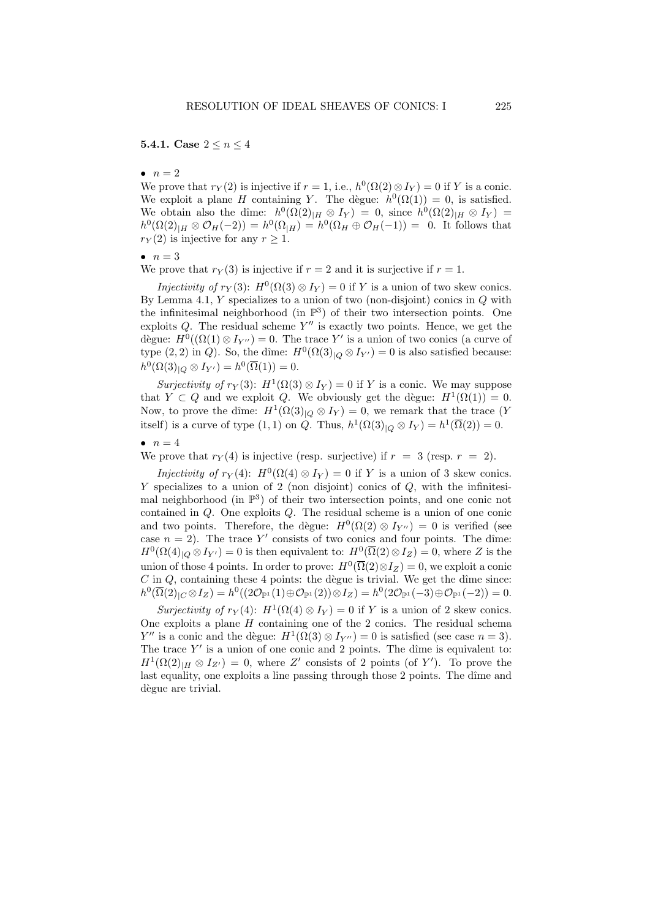#### 5.4.1. Case $2 \leq n \leq 4$

- $n = 2$

We prove that $r_Y(2)$ is injective if $r = 1$, i.e., $h^0(\Omega(2) \otimes I_Y) = 0$ if $Y$ is a conic. We exploit a plane $H$ containing $Y$. The dègue: $h^0(\Omega(1)) = 0$, is satisfied. We obtain also the dîme: $h^0(\Omega(2)_{|H} \otimes I_Y) = 0$, since $h^0(\Omega(2)_{|H} \otimes I_Y) = h^0(\Omega(2)_{|H} \otimes \mathcal{O}_H(-2)) = h^0(\Omega_{|H}) = h^0(\Omega_H \oplus \mathcal{O}_H(-1)) = 0$. It follows that $r_Y(2)$ is injective for any $r \geq 1$.

- $n = 3$

We prove that $r_Y(3)$ is injective if $r = 2$ and it is surjective if $r = 1$.

*Injectivity of* $r_Y(3)$: $H^0(\Omega(3) \otimes I_Y) = 0$ if $Y$ is a union of two skew conics. By Lemma 4.1, $Y$ specializes to a union of two (non-disjoint) conics in $Q$ with the infinitesimal neighborhood (in $\mathbb{P}^3$) of their two intersection points. One exploits $Q$. The residual scheme $Y''$ is exactly two points. Hence, we get the dègue: $H^0((\Omega(1) \otimes I_{Y''}) = 0$. The trace $Y'$ is a union of two conics (a curve of type $(2,2)$ in $Q$). So, the dîme: $H^0(\Omega(3)_{|Q} \otimes I_{Y'}) = 0$ is also satisfied because: $h^0(\Omega(3)_{|Q} \otimes I_{Y'}) = h^0(\overline{\Omega}(1)) = 0$.

*Surjectivity of* $r_Y(3)$: $H^1(\Omega(3) \otimes I_Y) = 0$ if $Y$ is a conic. We may suppose that $Y \subset Q$ and we exploit $Q$. We obviously get the dègue: $H^1(\Omega(1)) = 0$. Now, to prove the dîme: $H^1(\Omega(3)_{|Q} \otimes I_Y) = 0$, we remark that the trace ($Y$ itself) is a curve of type $(1,1)$ on $Q$. Thus, $h^1(\Omega(3)_{|Q} \otimes I_Y) = h^1(\overline{\Omega}(2)) = 0$.

- $n = 4$

We prove that $r_Y(4)$ is injective (resp. surjective) if $r = 3$ (resp. $r = 2$).

*Injectivity of* $r_Y(4)$: $H^0(\Omega(4) \otimes I_Y) = 0$ if $Y$ is a union of 3 skew conics. $Y$ specializes to a union of 2 (non disjoint) conics of $Q$, with the infinitesimal neighborhood (in $\mathbb{P}^3$) of their two intersection points, and one conic not contained in $Q$. One exploits $Q$. The residual scheme is a union of one conic and two points. Therefore, the dègue: $H^0(\Omega(2) \otimes I_{Y''}) = 0$ is verified (see case $n = 2$). The trace $Y'$ consists of two conics and four points. The dîme: $H^0(\Omega(4)_{|Q} \otimes I_{Y'}) = 0$ is then equivalent to: $H^0(\overline{\Omega}(2) \otimes I_Z) = 0$, where $Z$ is the union of those 4 points. In order to prove: $H^0(\overline{\Omega}(2) \otimes I_Z) = 0$, we exploit a conic $C$ in $Q$, containing these 4 points: the dègue is trivial. We get the dîme since: $h^0(\overline{\Omega}(2)_{|C} \otimes I_Z) = h^0((2\mathcal{O}_{\mathbb{P}^1}(1) \oplus \mathcal{O}_{\mathbb{P}^1}(2)) \otimes I_Z) = h^0(2\mathcal{O}_{\mathbb{P}^1}(-3) \oplus \mathcal{O}_{\mathbb{P}^1}(-2)) = 0$.

*Surjectivity of* $r_Y(4)$: $H^1(\Omega(4) \otimes I_Y) = 0$ if $Y$ is a union of 2 skew conics. One exploits a plane $H$ containing one of the 2 conics. The residual schema $Y''$ is a conic and the dègue: $H^1(\Omega(3) \otimes I_{Y''}) = 0$ is satisfied (see case $n = 3$). The trace $Y'$ is a union of one conic and 2 points. The dîme is equivalent to: $H^1(\Omega(2)_{|H} \otimes I_{Z'}) = 0$, where $Z'$ consists of 2 points (of $Y'$). To prove the last equality, one exploits a line passing through those 2 points. The dîme and dègue are trivial.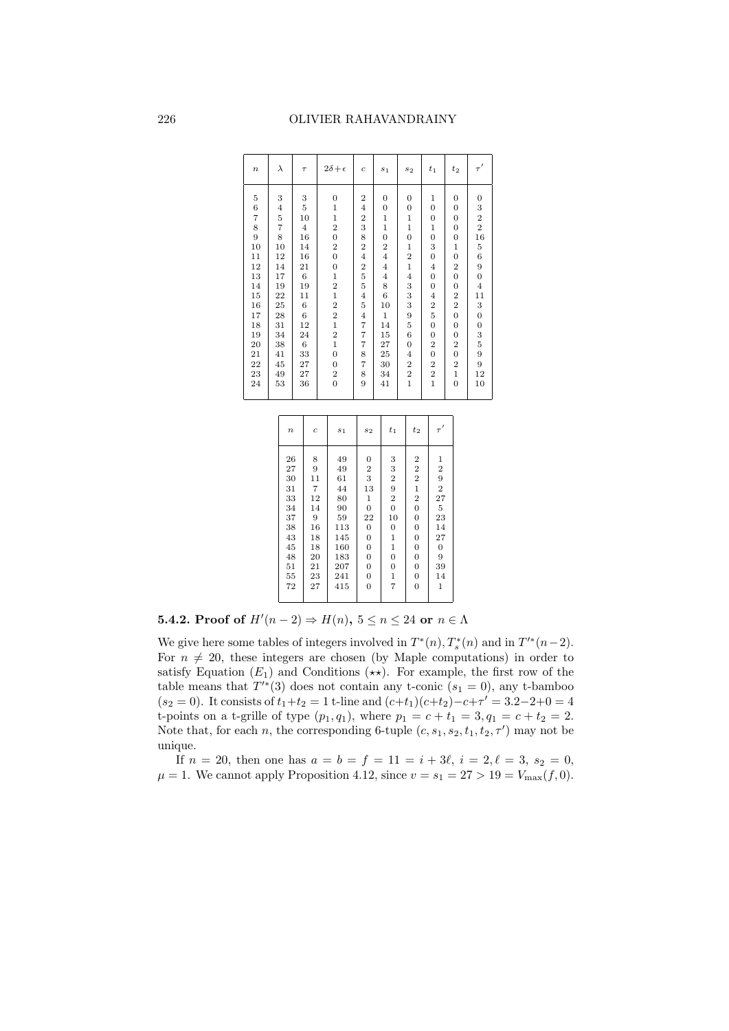| $n$ | $\lambda$ | $\tau$ | $2\delta+\epsilon$ | $c$ | $s_1$ | $s_2$ | $t_1$ | $t_2$ | $\tau'$ |
|---|---|---|---|---|---|---|---|---|---|
| 5 | 3 | 3 | 0 | 2 | 0 | 0 | 1 | 0 | 0 |
| 6 | 4 | 5 | 1 | 4 | 0 | 0 | 0 | 0 | 3 |
| 7 | 5 | 10 | 1 | 2 | 1 | 1 | 0 | 0 | 2 |
| 8 | 7 | 4 | 2 | 3 | 1 | 1 | 1 | 0 | 2 |
| 9 | 8 | 16 | 0 | 8 | 0 | 0 | 0 | 0 | 16 |
| 10 | 10 | 14 | 2 | 2 | 2 | 1 | 3 | 1 | 5 |
| 11 | 12 | 16 | 0 | 4 | 4 | 2 | 0 | 0 | 6 |
| 12 | 14 | 21 | 0 | 2 | 4 | 1 | 4 | 2 | 9 |
| 13 | 17 | 6 | 1 | 5 | 4 | 4 | 0 | 0 | 0 |
| 14 | 19 | 19 | 2 | 5 | 8 | 3 | 0 | 0 | 4 |
| 15 | 22 | 11 | 1 | 4 | 6 | 3 | 4 | 2 | 11 |
| 16 | 25 | 6 | 2 | 5 | 10 | 3 | 2 | 2 | 3 |
| 17 | 28 | 6 | 2 | 4 | 1 | 9 | 5 | 0 | 0 |
| 18 | 31 | 12 | 1 | 7 | 14 | 5 | 0 | 0 | 0 |
| 19 | 34 | 24 | 2 | 7 | 15 | 6 | 0 | 0 | 3 |
| 20 | 38 | 6 | 1 | 7 | 27 | 0 | 2 | 2 | 5 |
| 21 | 41 | 33 | 0 | 8 | 25 | 4 | 0 | 0 | 9 |
| 22 | 45 | 27 | 0 | 7 | 30 | 2 | 2 | 2 | 9 |
| 23 | 49 | 27 | 2 | 8 | 34 | 2 | 2 | 1 | 12 |
| 24 | 53 | 36 | 0 | 9 | 41 | 1 | 1 | 0 | 10 |

| $n$ | $c$ | $s_1$ | $s_2$ | $t_1$ | $t_2$ | $\tau'$ |
|---|---|---|---|---|---|---|
| 26 | 8 | 49 | 0 | 3 | 2 | 1 |
| 27 | 9 | 49 | 2 | 3 | 2 | 2 |
| 30 | 11 | 61 | 3 | 2 | 2 | 9 |
| 31 | 7 | 44 | 13 | 9 | 1 | 2 |
| 33 | 12 | 80 | 1 | 2 | 2 | 27 |
| 34 | 14 | 90 | 0 | 0 | 0 | 5 |
| 37 | 9 | 59 | 22 | 10 | 0 | 23 |
| 38 | 16 | 113 | 0 | 0 | 0 | 14 |
| 43 | 18 | 145 | 0 | 1 | 0 | 27 |
| 45 | 18 | 160 | 0 | 1 | 0 | 0 |
| 48 | 20 | 183 | 0 | 0 | 0 | 9 |
| 51 | 21 | 207 | 0 | 0 | 0 | 39 |
| 55 | 23 | 241 | 0 | 1 | 0 | 14 |
| 72 | 27 | 415 | 0 | 7 | 0 | 1 |

### 5.4.2. Proof of $H'(n-2) \Rightarrow H(n)$, $5 \leq n \leq 24$ or $n \in \Lambda$

We give here some tables of integers involved in $T^*(n), T_s^*(n)$ and in $T'^*(n-2)$. For $n \neq 20$, these integers are chosen (by Maple computations) in order to satisfy Equation $(E_1)$ and Conditions $(\star\star)$. For example, the first row of the table means that $T'^*(3)$ does not contain any t-conic ($s_1 = 0$), any t-bamboo ($s_2 = 0$). It consists of $t_1+t_2 = 1$ t-line and $(c+t_1)(c+t_2)-c+\tau' = 3.2-2+0 = 4$ t-points on a t-grille of type $(p_1, q_1)$, where $p_1 = c+t_1 = 3, q_1 = c+t_2 = 2$. Note that, for each $n$, the corresponding 6-tuple $(c, s_1, s_2, t_1, t_2, \tau')$ may not be unique.

If $n = 20$, then one has $a = b = f = 11 = i + 3\ell$, $i = 2, \ell = 3$, $s_2 = 0$, $\mu = 1$. We cannot apply Proposition 4.12, since $v = s_1 = 27 > 19 = V_{\max}(f, 0)$.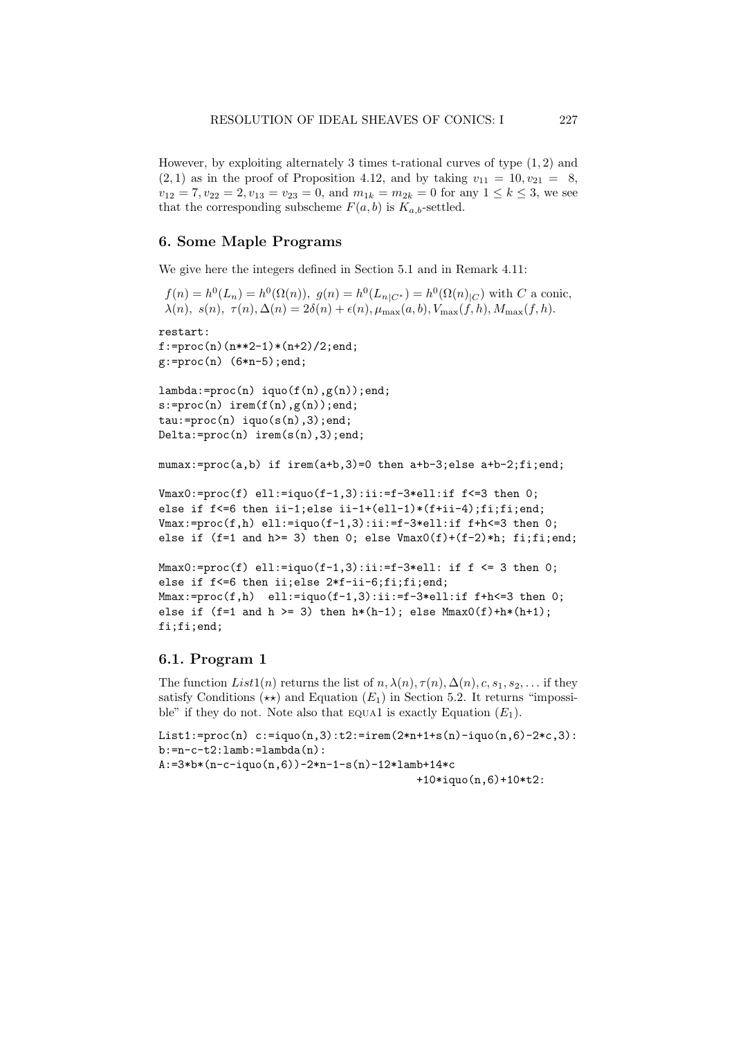However, by exploiting alternately 3 times t-rational curves of type $(1,2)$ and $(2,1)$ as in the proof of Proposition 4.12, and by taking $v_{11} = 10, v_{21} = 8$, $v_{12} = 7, v_{22} = 2, v_{13} = v_{23} = 0$, and $m_{1k} = m_{2k} = 0$ for any $1 \leq k \leq 3$, we see that the corresponding subscheme $F(a,b)$ is $K_{a,b}$-settled.

## 6. Some Maple Programs

We give here the integers defined in Section 5.1 and in Remark 4.11:

$f(n) = h^0(L_n) = h^0(\Omega(n))$, $g(n) = h^0(L_{n|C^*}) = h^0(\Omega(n)_{|C})$ with $C$ a conic, $\lambda(n)$, $s(n)$, $\tau(n)$, $\Delta(n) = 2\delta(n) + \epsilon(n)$, $\mu_{\max}(a,b)$, $V_{\max}(f,h)$, $M_{\max}(f,h)$.

```
restart:
f:=proc(n)(n**2-1)*(n+2)/2;end;
g:=proc(n) (6*n-5);end;

lambda:=proc(n) iquo(f(n),g(n));end;
s:=proc(n) irem(f(n),g(n));end;
tau:=proc(n) iquo(s(n),3);end;
Delta:=proc(n) irem(s(n),3);end;

mumax:=proc(a,b) if irem(a+b,3)=0 then a+b-3;else a+b-2;fi;end;

Vmax0:=proc(f) ell:=iquo(f-1,3):ii:=f-3*ell:if f<=3 then 0;
else if f<=6 then ii-1;else ii-1+(ell-1)*(f+ii-4);fi;fi;end;
Vmax:=proc(f,h) ell:=iquo(f-1,3):ii:=f-3*ell:if f+h<=3 then 0;
else if (f=1 and h>= 3) then 0; else Vmax0(f)+(f-2)*h; fi;fi;end;

Mmax0:=proc(f) ell:=iquo(f-1,3):ii:=f-3*ell: if f <= 3 then 0;
else if f<=6 then ii;else 2*f-ii-6;fi;fi;end;
Mmax:=proc(f,h)  ell:=iquo(f-1,3):ii:=f-3*ell:if f+h<=3 then 0;
else if (f=1 and h >= 3) then h*(h-1); else Mmax0(f)+h*(h+1);
fi;fi;end;
```

### 6.1. Program 1

The function $List1(n)$ returns the list of $n, \lambda(n), \tau(n), \Delta(n), c, s_1, s_2, \ldots$ if they satisfy Conditions $(\star\star)$ and Equation $(E_1)$ in Section 5.2. It returns "impossible" if they do not. Note also that EQUA1 is exactly Equation $(E_1)$.

```
List1:=proc(n) c:=iquo(n,3):t2:=irem(2*n+1+s(n)-iquo(n,6)-2*c,3):
b:=n-c-t2:lamb:=lambda(n):
A:=3*b*(n-c-iquo(n,6))-2*n-1-s(n)-12*lamb+14*c
                                                +10*iquo(n,6)+10*t2:
```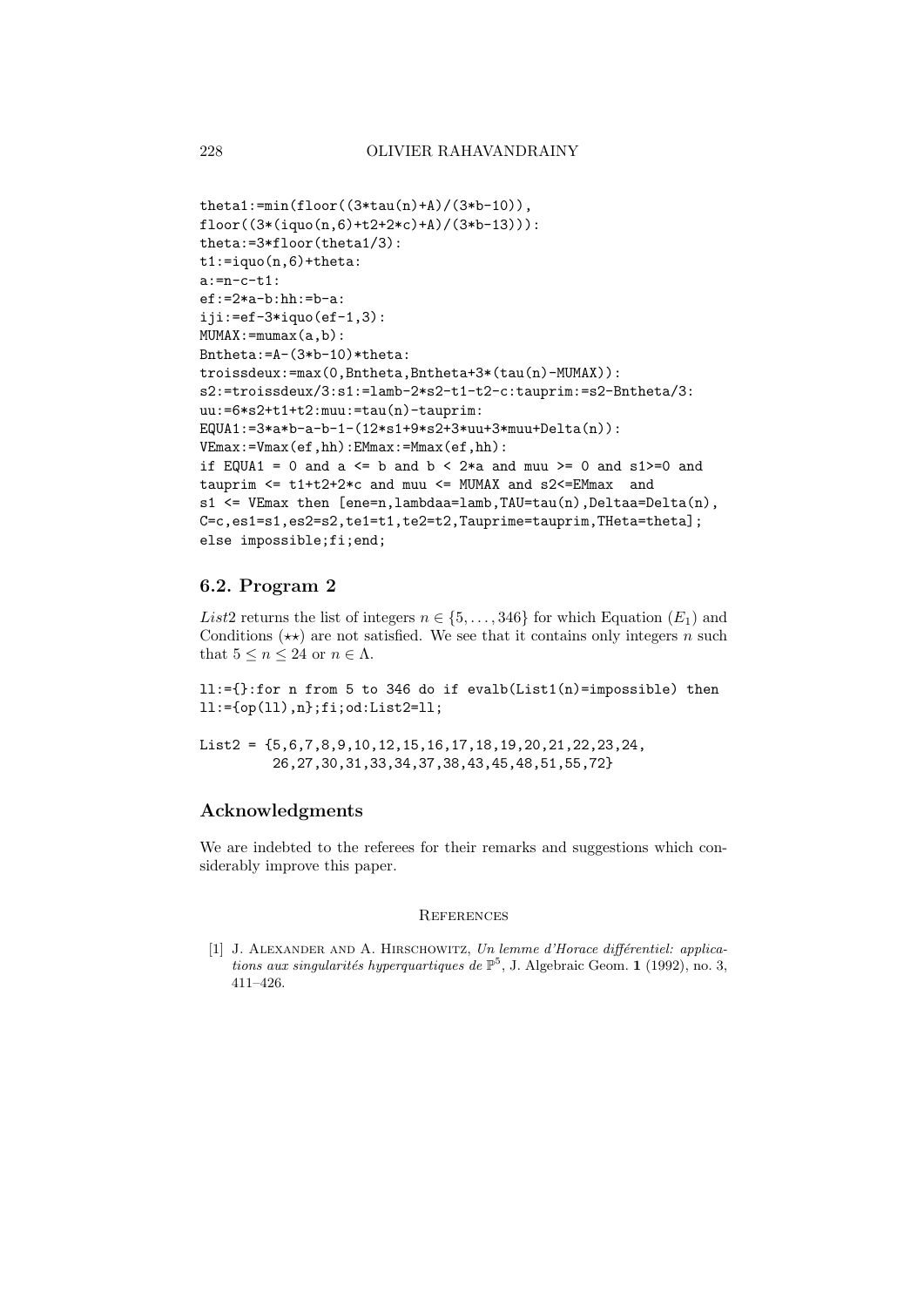```
theta1:=min(floor((3*tau(n)+A)/(3*b-10)),
floor((3*(iquo(n,6)+t2+2*c)+A)/(3*b-13))):
theta:=3*floor(theta1/3):
t1:=iquo(n,6)+theta:
a:=n-c-t1:
ef:=2*a-b:hh:=b-a:
iji:=ef-3*iquo(ef-1,3):
MUMAX:=mumax(a,b):
Bntheta:=A-(3*b-10)*theta:
troissdeux:=max(0,Bntheta,Bntheta+3*(tau(n)-MUMAX)):
s2:=troissdeux/3:s1:=lamb-2*s2-t1-t2-c:tauprim:=s2-Bntheta/3:
uu:=6*s2+t1+t2:muu:=tau(n)-tauprim:
EQUA1:=3*a*b-a-b-1-(12*s1+9*s2+3*uu+3*muu+Delta(n)):
VEmax:=Vmax(ef,hh):EMmax:=Mmax(ef,hh):
if EQUA1 = 0 and a <= b and b < 2*a and muu >= 0 and s1>=0 and
tauprim <= t1+t2+2*c and muu <= MUMAX and s2<=EMmax  and
s1 <= VEmax then [ene=n,lambdaa=lamb,TAU=tau(n),Deltaa=Delta(n),
C=c,es1=s1,es2=s2,te1=t1,te2=t2,Tauprime=tauprim,THeta=theta];
else impossible;fi;end;
```

### 6.2. Program 2

*List*2 returns the list of integers $n \in \{5, \ldots, 346\}$ for which Equation $(E_1)$ and Conditions $(\star\star)$ are not satisfied. We see that it contains only integers $n$ such that $5 \leq n \leq 24$ or $n \in \Lambda$.

```
ll:={}:for n from 5 to 346 do if evalb(List1(n)=impossible) then
ll:={op(ll),n};fi;od:List2=ll;
```

```
List2 = {5,6,7,8,9,10,12,15,16,17,18,19,20,21,22,23,24,
         26,27,30,31,33,34,37,38,43,45,48,51,55,72}
```

## Acknowledgments

We are indebted to the referees for their remarks and suggestions which considerably improve this paper.

## References

[1] J. Alexander and A. Hirschowitz, *Un lemme d'Horace différentiel: applications aux singularités hyperquartiques de* $\mathbb{P}^5$, J. Algebraic Geom. **1** (1992), no. 3, 411–426.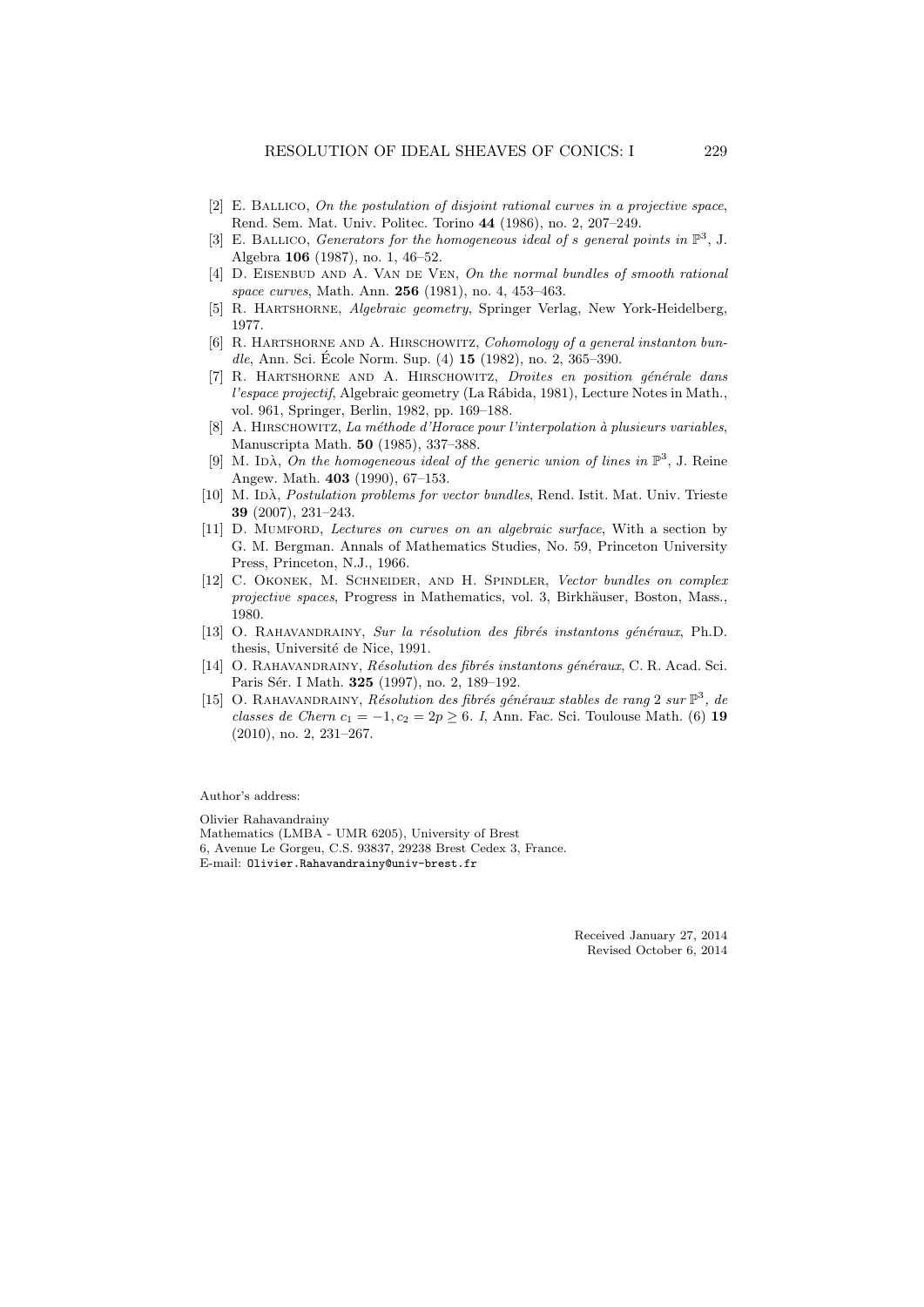[2] E. Ballico, *On the postulation of disjoint rational curves in a projective space*, Rend. Sem. Mat. Univ. Politec. Torino **44** (1986), no. 2, 207–249.

[3] E. Ballico, *Generators for the homogeneous ideal of s general points in* $\mathbb{P}^3$, J. Algebra **106** (1987), no. 1, 46–52.

[4] D. Eisenbud and A. Van de Ven, *On the normal bundles of smooth rational space curves*, Math. Ann. **256** (1981), no. 4, 453–463.

[5] R. Hartshorne, *Algebraic geometry*, Springer Verlag, New York-Heidelberg, 1977.

[6] R. Hartshorne and A. Hirschowitz, *Cohomology of a general instanton bundle*, Ann. Sci. École Norm. Sup. (4) **15** (1982), no. 2, 365–390.

[7] R. Hartshorne and A. Hirschowitz, *Droites en position générale dans l'espace projectif*, Algebraic geometry (La Rábida, 1981), Lecture Notes in Math., vol. 961, Springer, Berlin, 1982, pp. 169–188.

[8] A. Hirschowitz, *La méthode d'Horace pour l'interpolation à plusieurs variables*, Manuscripta Math. **50** (1985), 337–388.

[9] M. Idà, *On the homogeneous ideal of the generic union of lines in* $\mathbb{P}^3$, J. Reine Angew. Math. **403** (1990), 67–153.

[10] M. Idà, *Postulation problems for vector bundles*, Rend. Istit. Mat. Univ. Trieste **39** (2007), 231–243.

[11] D. Mumford, *Lectures on curves on an algebraic surface*, With a section by G. M. Bergman. Annals of Mathematics Studies, No. 59, Princeton University Press, Princeton, N.J., 1966.

[12] C. Okonek, M. Schneider, and H. Spindler, *Vector bundles on complex projective spaces*, Progress in Mathematics, vol. 3, Birkhäuser, Boston, Mass., 1980.

[13] O. Rahavandrainy, *Sur la résolution des fibrés instantons généraux*, Ph.D. thesis, Université de Nice, 1991.

[14] O. Rahavandrainy, *Résolution des fibrés instantons généraux*, C. R. Acad. Sci. Paris Sér. I Math. **325** (1997), no. 2, 189–192.

[15] O. Rahavandrainy, *Résolution des fibrés généraux stables de rang 2 sur* $\mathbb{P}^3$*, de classes de Chern* $c_1 = -1, c_2 = 2p \geq 6$*. I*, Ann. Fac. Sci. Toulouse Math. (6) **19** (2010), no. 2, 231–267.

Author's address:

Olivier Rahavandrainy
Mathematics (LMBA - UMR 6205), University of Brest
6, Avenue Le Gorgeu, C.S. 93837, 29238 Brest Cedex 3, France.
E-mail: `Olivier.Rahavandrainy@univ-brest.fr`

Received January 27, 2014
Revised October 6, 2014